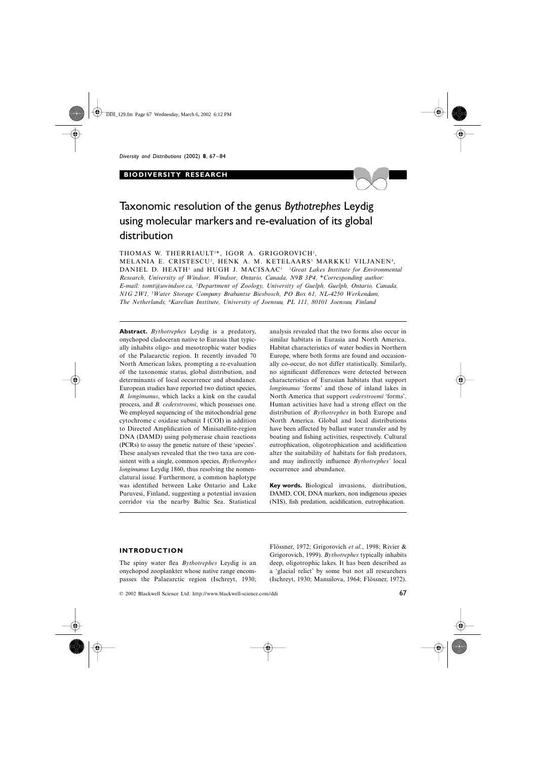**BIODIVERSITY RESEARCH**

# Taxonomic resolution of the genus *Bythotrephes* Leydig using molecular markers and re-evaluation of its global distribution

THOMAS W. THERRIAULT[1]*, IGOR A. GRIGOROVICH[1], MELANIA E. CRISTESCU[2], HENK A. M. KETELAARS[3] MARKKU VILJANEN[4], DANIEL D. HEATH[1] and HUGH J. MACISAAC[1] [1]*Great Lakes Institute for Environmental Research, University of Windsor, Windsor, Ontario, Canada, N9B 3P4, \*Corresponding author: E-mail: tomt@uwindsor.ca,* [2]*Department of Zoology, University of Guelph, Guelph, Ontario, Canada, N1G 2W1,* [3]*Water Storage Company Brabantse Biesbosch, PO Box 61, NL-4250 Werkendam, The Netherlands,* [4]*Karelian Institute, University of Joensuu, PL 111, 80101 Joensuu, Finland*

**Abstract.** *Bythotrephes* Leydig is a predatory, onychopod cladoceran native to Eurasia that typically inhabits oligo- and mesotrophic water bodies of the Palaearctic region. It recently invaded 70 North American lakes, prompting a re-evaluation of the taxonomic status, global distribution, and determinants of local occurrence and abundance. European studies have reported two distinct species, *B. longimanus*, which lacks a kink on the caudal process, and *B. cederstroemi*, which possesses one. We employed sequencing of the mitochondrial gene cytochrome c oxidase subunit I (COI) in addition to Directed Amplification of Minisatellite-region DNA (DAMD) using polymerase chain reactions (PCRs) to assay the genetic nature of these 'species'. These analyses revealed that the two taxa are consistent with a single, common species, *Bythotrephes longimanus* Leydig 1860, thus resolving the nomenclatural issue. Furthermore, a common haplotype was identified between Lake Ontario and Lake Puruvesi, Finland, suggesting a potential invasion corridor via the nearby Baltic Sea. Statistical analysis revealed that the two forms also occur in similar habitats in Eurasia and North America. Habitat characteristics of water bodies in Northern Europe, where both forms are found and occasionally co-occur, do not differ statistically. Similarly, no significant differences were detected between characteristics of Eurasian habitats that support *longimanus* 'forms' and those of inland lakes in North America that support *cederstroemi* 'forms'. Human activities have had a strong effect on the distribution of *Bythotrephes* in both Europe and North America. Global and local distributions have been affected by ballast water transfer and by boating and fishing activities, respectively. Cultural eutrophication, oligotrophication and acidification alter the suitability of habitats for fish predators, and may indirectly influence *Bythotrephes*' local occurrence and abundance.

**Key words.** Biological invasions, distribution, DAMD, COI, DNA markers, non indigenous species (NIS), fish predation, acidification, eutrophication.

## INTRODUCTION

The spiny water flea *Bythotrephes* Leydig is an onychopod zooplankter whose native range encompasses the Palaearctic region (Ischreyt, 1930; Flössner, 1972; Grigorovich *et al.*, 1998; Rivier & Grigorovich, 1999). *Bythotrephes* typically inhabits deep, oligotrophic lakes. It has been described as a 'glacial relict' by some but not all researchers (Ischreyt, 1930; Manuilova, 1964; Flössner, 1972).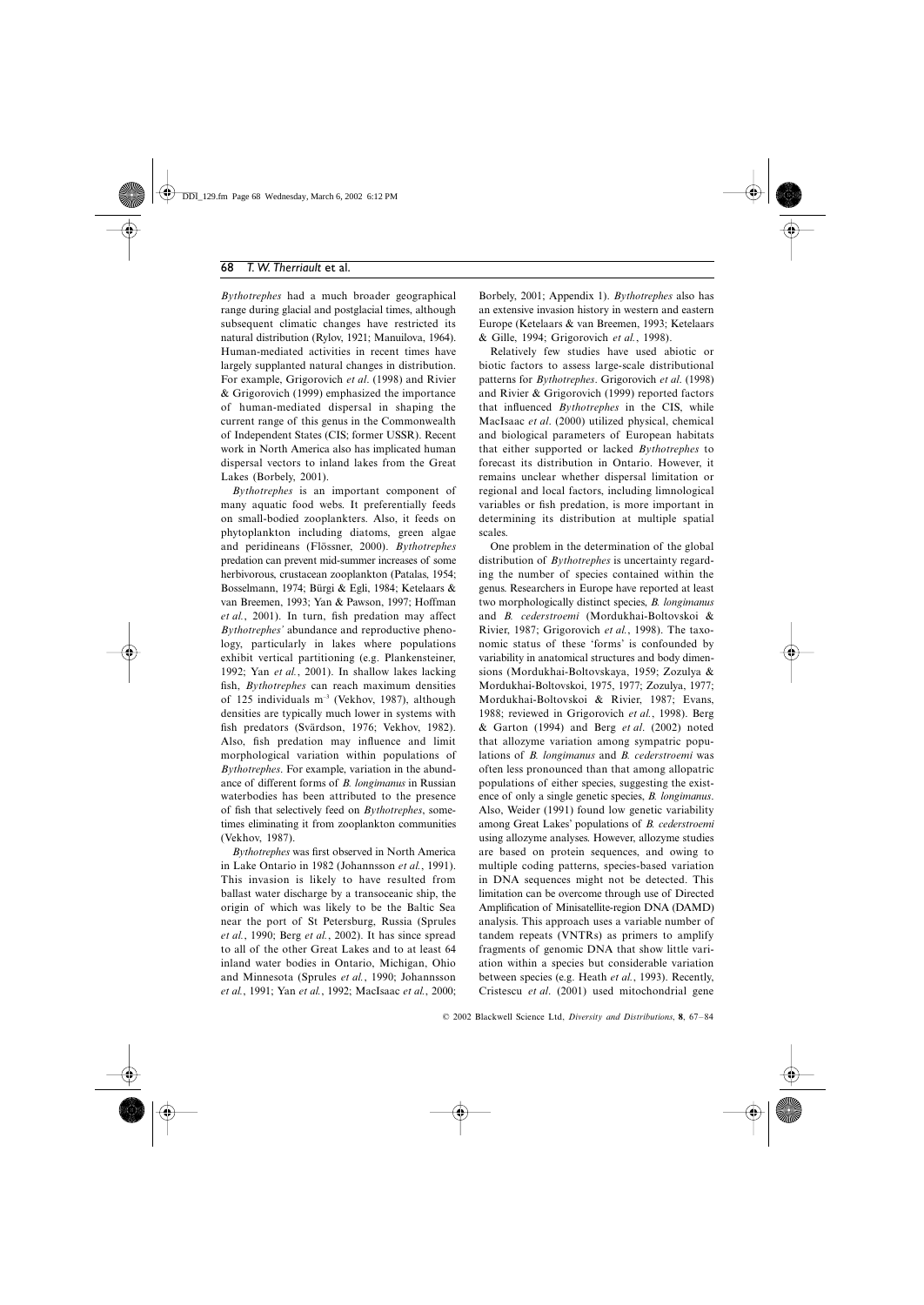*Bythotrephes* had a much broader geographical range during glacial and postglacial times, although subsequent climatic changes have restricted its natural distribution (Rylov, 1921; Manuilova, 1964). Human-mediated activities in recent times have largely supplanted natural changes in distribution. For example, Grigorovich *et al*. (1998) and Rivier & Grigorovich (1999) emphasized the importance of human-mediated dispersal in shaping the current range of this genus in the Commonwealth of Independent States (CIS; former USSR). Recent work in North America also has implicated human dispersal vectors to inland lakes from the Great Lakes (Borbely, 2001).

*Bythotrephes* is an important component of many aquatic food webs. It preferentially feeds on small-bodied zooplankters. Also, it feeds on phytoplankton including diatoms, green algae and peridineans (Flössner, 2000). *Bythotrephes* predation can prevent mid-summer increases of some herbivorous, crustacean zooplankton (Patalas, 1954; Bosselmann, 1974; Bürgi & Egli, 1984; Ketelaars & van Breemen, 1993; Yan & Pawson, 1997; Hoffman *et al.*, 2001). In turn, fish predation may affect *Bythotrephes'* abundance and reproductive phenology, particularly in lakes where populations exhibit vertical partitioning (e.g. Plankensteiner, 1992; Yan *et al.*, 2001). In shallow lakes lacking fish, *Bythotrephes* can reach maximum densities of 125 individuals $m^{-3}$ (Vekhov, 1987), although densities are typically much lower in systems with fish predators (Svärdson, 1976; Vekhov, 1982). Also, fish predation may influence and limit morphological variation within populations of *Bythotrephes*. For example, variation in the abundance of different forms of *B. longimanus* in Russian waterbodies has been attributed to the presence of fish that selectively feed on *Bythotrephes*, sometimes eliminating it from zooplankton communities (Vekhov, 1987).

*Bythotrephes* was first observed in North America in Lake Ontario in 1982 (Johannsson *et al.*, 1991). This invasion is likely to have resulted from ballast water discharge by a transoceanic ship, the origin of which was likely to be the Baltic Sea near the port of St Petersburg, Russia (Sprules *et al.*, 1990; Berg *et al.*, 2002). It has since spread to all of the other Great Lakes and to at least 64 inland water bodies in Ontario, Michigan, Ohio and Minnesota (Sprules *et al.*, 1990; Johannsson *et al.*, 1991; Yan *et al.*, 1992; MacIsaac *et al.*, 2000; Borbely, 2001; Appendix 1). *Bythotrephes* also has an extensive invasion history in western and eastern Europe (Ketelaars & van Breemen, 1993; Ketelaars & Gille, 1994; Grigorovich *et al.*, 1998).

Relatively few studies have used abiotic or biotic factors to assess large-scale distributional patterns for *Bythotrephes*. Grigorovich *et al*. (1998) and Rivier & Grigorovich (1999) reported factors that influenced *Bythotrephes* in the CIS, while MacIsaac *et al*. (2000) utilized physical, chemical and biological parameters of European habitats that either supported or lacked *Bythotrephes* to forecast its distribution in Ontario. However, it remains unclear whether dispersal limitation or regional and local factors, including limnological variables or fish predation, is more important in determining its distribution at multiple spatial scales.

One problem in the determination of the global distribution of *Bythotrephes* is uncertainty regarding the number of species contained within the genus. Researchers in Europe have reported at least two morphologically distinct species, *B. longimanus* and *B. cederstroemi* (Mordukhai-Boltovskoi & Rivier, 1987; Grigorovich *et al.*, 1998). The taxonomic status of these 'forms' is confounded by variability in anatomical structures and body dimensions (Mordukhai-Boltovskaya, 1959; Zozulya & Mordukhai-Boltovskoi, 1975, 1977; Zozulya, 1977; Mordukhai-Boltovskoi & Rivier, 1987; Evans, 1988; reviewed in Grigorovich *et al.*, 1998). Berg & Garton (1994) and Berg *et al*. (2002) noted that allozyme variation among sympatric populations of *B. longimanus* and *B. cederstroemi* was often less pronounced than that among allopatric populations of either species, suggesting the existence of only a single genetic species, *B. longimanus*. Also, Weider (1991) found low genetic variability among Great Lakes' populations of *B. cederstroemi* using allozyme analyses. However, allozyme studies are based on protein sequences, and owing to multiple coding patterns, species-based variation in DNA sequences might not be detected. This limitation can be overcome through use of Directed Amplification of Minisatellite-region DNA (DAMD) analysis. This approach uses a variable number of tandem repeats (VNTRs) as primers to amplify fragments of genomic DNA that show little variation within a species but considerable variation between species (e.g. Heath *et al.*, 1993). Recently, Cristescu *et al*. (2001) used mitochondrial gene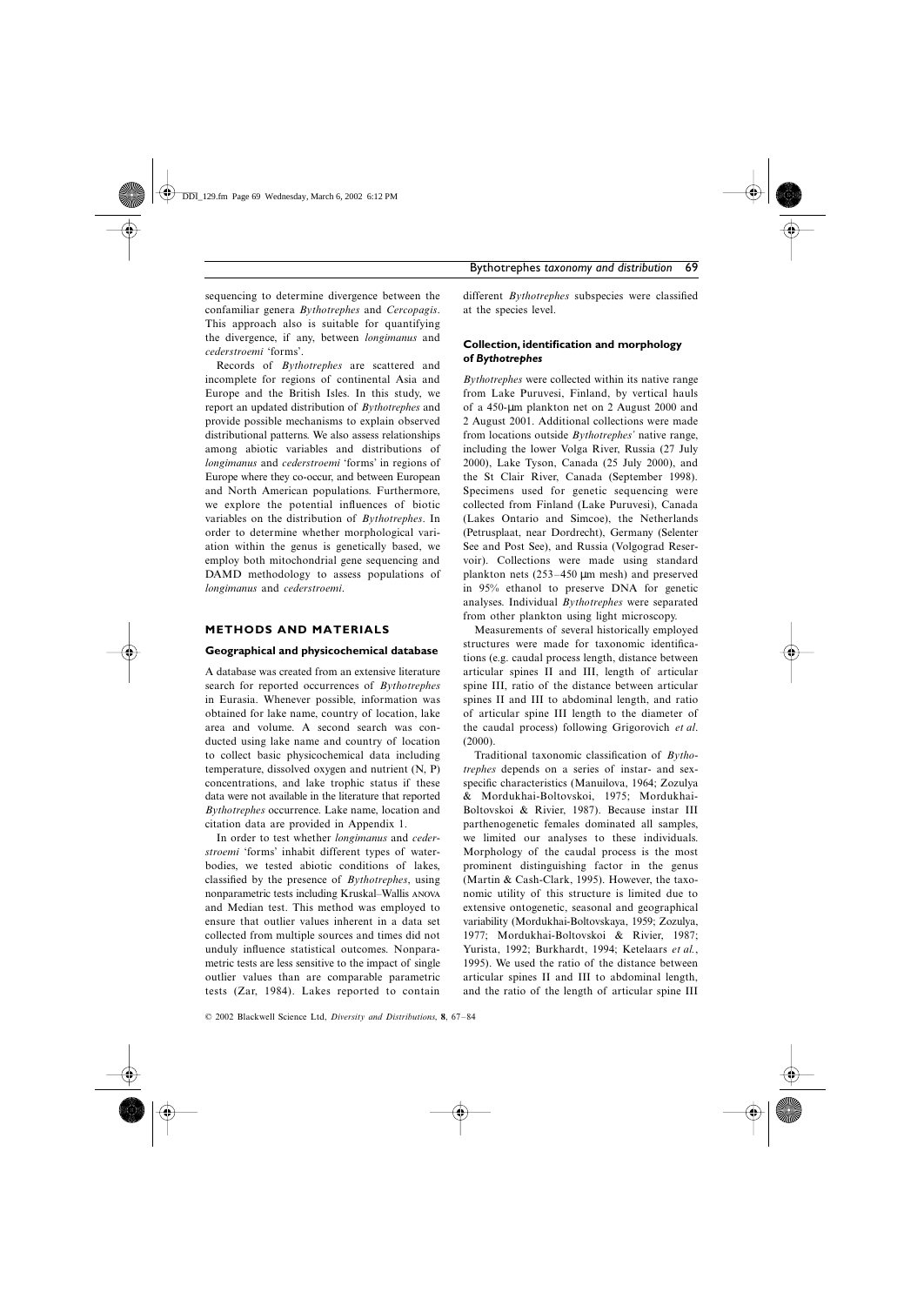sequencing to determine divergence between the confamiliar genera *Bythotrephes* and *Cercopagis*. This approach also is suitable for quantifying the divergence, if any, between *longimanus* and *cederstroemi* 'forms'.

Records of *Bythotrephes* are scattered and incomplete for regions of continental Asia and Europe and the British Isles. In this study, we report an updated distribution of *Bythotrephes* and provide possible mechanisms to explain observed distributional patterns. We also assess relationships among abiotic variables and distributions of *longimanus* and *cederstroemi* 'forms' in regions of Europe where they co-occur, and between European and North American populations. Furthermore, we explore the potential influences of biotic variables on the distribution of *Bythotrephes*. In order to determine whether morphological variation within the genus is genetically based, we employ both mitochondrial gene sequencing and DAMD methodology to assess populations of *longimanus* and *cederstroemi*.

## METHODS AND MATERIALS

### Geographical and physicochemical database

A database was created from an extensive literature search for reported occurrences of *Bythotrephes* in Eurasia. Whenever possible, information was obtained for lake name, country of location, lake area and volume. A second search was conducted using lake name and country of location to collect basic physicochemical data including temperature, dissolved oxygen and nutrient (N, P) concentrations, and lake trophic status if these data were not available in the literature that reported *Bythotrephes* occurrence. Lake name, location and citation data are provided in Appendix 1.

In order to test whether *longimanus* and *cederstroemi* 'forms' inhabit different types of waterbodies, we tested abiotic conditions of lakes, classified by the presence of *Bythotrephes*, using nonparametric tests including Kruskal–Wallis ANOVA and Median test. This method was employed to ensure that outlier values inherent in a data set collected from multiple sources and times did not unduly influence statistical outcomes. Nonparametric tests are less sensitive to the impact of single outlier values than are comparable parametric tests (Zar, 1984). Lakes reported to contain different *Bythotrephes* subspecies were classified at the species level.

### Collection, identification and morphology of *Bythotrephes*

*Bythotrephes* were collected within its native range from Lake Puruvesi, Finland, by vertical hauls of a 450-μm plankton net on 2 August 2000 and 2 August 2001. Additional collections were made from locations outside *Bythotrephes'* native range, including the lower Volga River, Russia (27 July 2000), Lake Tyson, Canada (25 July 2000), and the St Clair River, Canada (September 1998). Specimens used for genetic sequencing were collected from Finland (Lake Puruvesi), Canada (Lakes Ontario and Simcoe), the Netherlands (Petrusplaat, near Dordrecht), Germany (Selenter See and Post See), and Russia (Volgograd Reservoir). Collections were made using standard plankton nets (253–450 μm mesh) and preserved in 95% ethanol to preserve DNA for genetic analyses. Individual *Bythotrephes* were separated from other plankton using light microscopy.

Measurements of several historically employed structures were made for taxonomic identifications (e.g. caudal process length, distance between articular spines II and III, length of articular spine III, ratio of the distance between articular spines II and III to abdominal length, and ratio of articular spine III length to the diameter of the caudal process) following Grigorovich *et al*. (2000).

Traditional taxonomic classification of *Bythotrephes* depends on a series of instar- and sex-specific characteristics (Manuilova, 1964; Zozulya & Mordukhai-Boltovskoi, 1975; Mordukhai-Boltovskoi & Rivier, 1987). Because instar III parthenogenetic females dominated all samples, we limited our analyses to these individuals. Morphology of the caudal process is the most prominent distinguishing factor in the genus (Martin & Cash-Clark, 1995). However, the taxonomic utility of this structure is limited due to extensive ontogenetic, seasonal and geographical variability (Mordukhai-Boltovskaya, 1959; Zozulya, 1977; Mordukhai-Boltovskoi & Rivier, 1987; Yurista, 1992; Burkhardt, 1994; Ketelaars *et al.*, 1995). We used the ratio of the distance between articular spines II and III to abdominal length, and the ratio of the length of articular spine III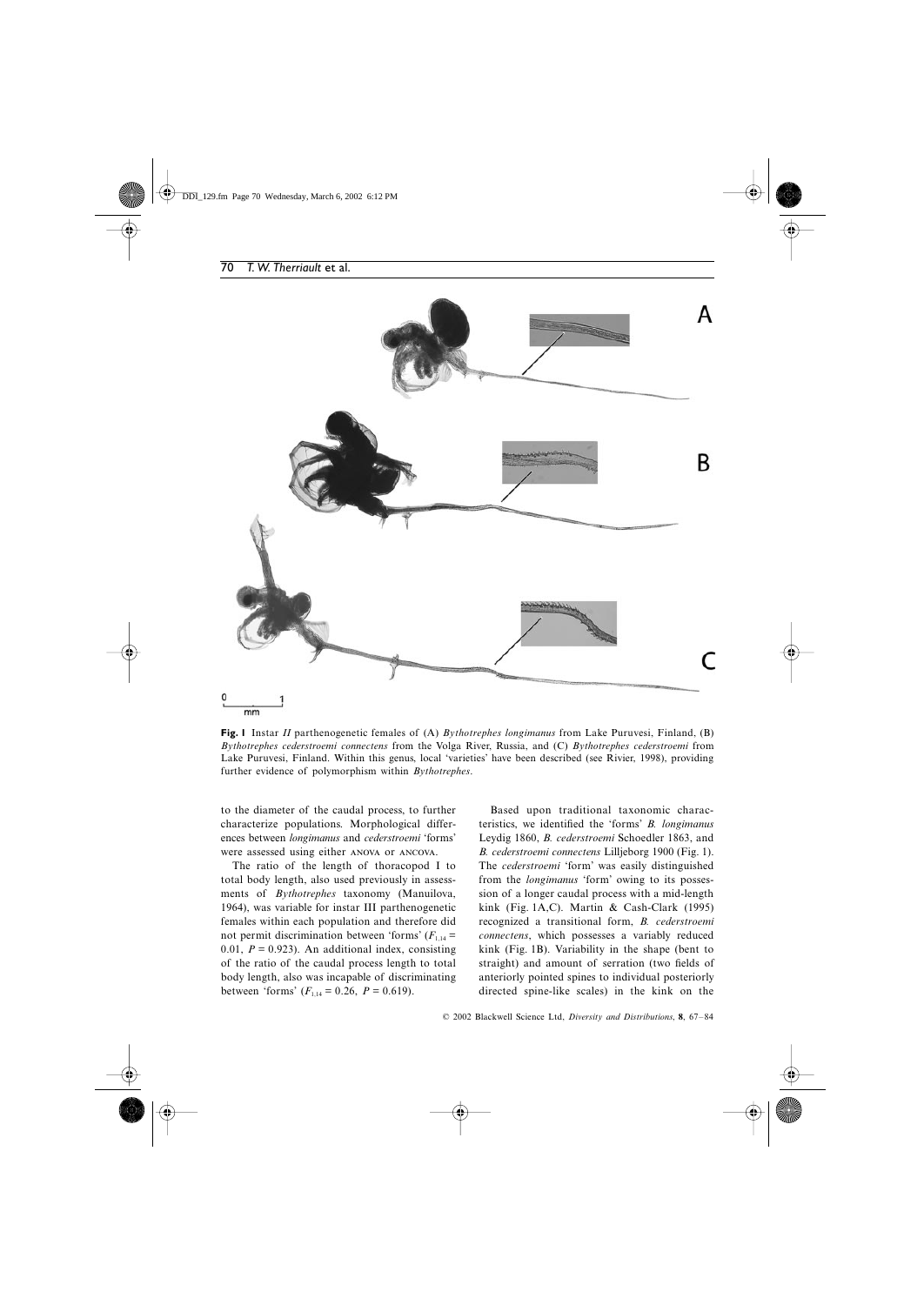**Fig. 1** Instar *II* parthenogenetic females of (A) *Bythotrephes longimanus* from Lake Puruvesi, Finland, (B) *Bythotrephes cederstroemi connectens* from the Volga River, Russia, and (C) *Bythotrephes cederstroemi* from Lake Puruvesi, Finland. Within this genus, local 'varieties' have been described (see Rivier, 1998), providing further evidence of polymorphism within *Bythotrephes*.

to the diameter of the caudal process, to further characterize populations. Morphological differences between *longimanus* and *cederstroemi* 'forms' were assessed using either ANOVA or ANCOVA.

The ratio of the length of thoracopod I to total body length, also used previously in assessments of *Bythotrephes* taxonomy (Manuilova, 1964), was variable for instar III parthenogenetic females within each population and therefore did not permit discrimination between 'forms' ($F_{1,14}$ = 0.01, $P$ = 0.923). An additional index, consisting of the ratio of the caudal process length to total body length, also was incapable of discriminating between 'forms' ($F_{1,14}$ = 0.26, $P$ = 0.619).

Based upon traditional taxonomic characteristics, we identified the 'forms' *B. longimanus* Leydig 1860, *B. cederstroemi* Schoedler 1863, and *B. cederstroemi connectens* Lilljeborg 1900 (Fig. 1). The *cederstroemi* 'form' was easily distinguished from the *longimanus* 'form' owing to its possession of a longer caudal process with a mid-length kink (Fig. 1A,C). Martin & Cash-Clark (1995) recognized a transitional form, *B. cederstroemi connectens*, which possesses a variably reduced kink (Fig. 1B). Variability in the shape (bent to straight) and amount of serration (two fields of anteriorly pointed spines to individual posteriorly directed spine-like scales) in the kink on the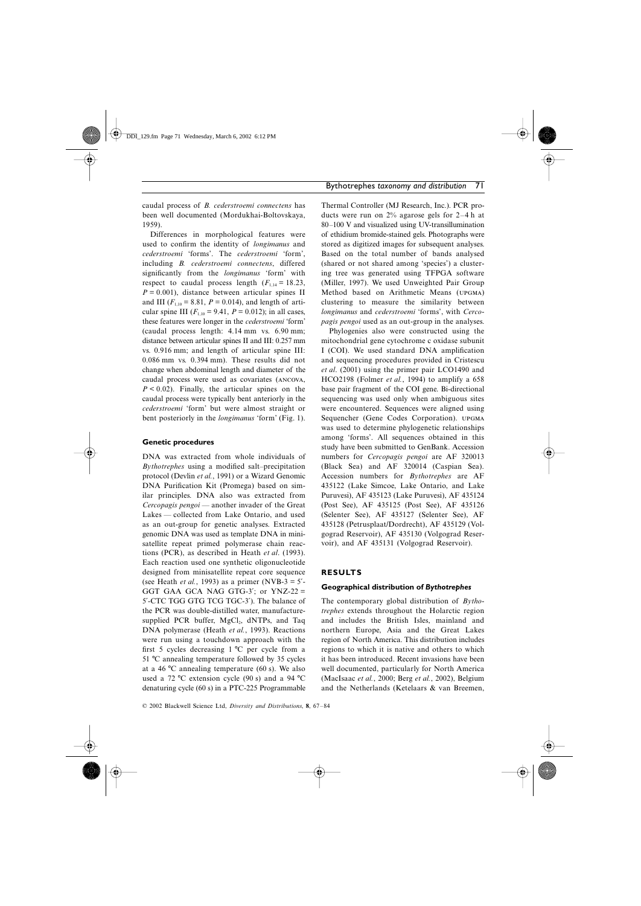caudal process of *B. cederstroemi connectens* has been well documented (Mordukhai-Boltovskaya, 1959).

Differences in morphological features were used to confirm the identity of *longimanus* and *cederstroemi* 'forms'. The *cederstroemi* 'form', including *B. cederstroemi connectens*, differed significantly from the *longimanus* 'form' with respect to caudal process length ($F_{1,14} = 18.23$, $P = 0.001$), distance between articular spines II and III ($F_{1,10} = 8.81$, $P = 0.014$), and length of articular spine III ($F_{1,10} = 9.41$, $P = 0.012$); in all cases, these features were longer in the *cederstroemi* 'form' (caudal process length: 4.14 mm vs. 6.90 mm; distance between articular spines II and III: 0.257 mm vs. 0.916 mm; and length of articular spine III: 0.086 mm vs. 0.394 mm). These results did not change when abdominal length and diameter of the caudal process were used as covariates (ANCOVA, $P < 0.02$). Finally, the articular spines on the caudal process were typically bent anteriorly in the *cederstroemi* 'form' but were almost straight or bent posteriorly in the *longimanus* 'form' (Fig. 1).

### Genetic procedures

DNA was extracted from whole individuals of *Bythotrephes* using a modified salt–precipitation protocol (Devlin *et al.*, 1991) or a Wizard Genomic DNA Purification Kit (Promega) based on similar principles. DNA also was extracted from *Cercopagis pengoi* — another invader of the Great Lakes — collected from Lake Ontario, and used as an out-group for genetic analyses. Extracted genomic DNA was used as template DNA in minisatellite repeat primed polymerase chain reactions (PCR), as described in Heath *et al*. (1993). Each reaction used one synthetic oligonucleotide designed from minisatellite repeat core sequence (see Heath *et al.*, 1993) as a primer (NVB-3 = 5′-GGT GAA GCA NAG GTG-3′; or YNZ-22 = 5′-CTC TGG GTG TCG TGC-3′). The balance of the PCR was double-distilled water, manufacturer-supplied PCR buffer, $MgCl_2$, dNTPs, and Taq DNA polymerase (Heath *et al.*, 1993). Reactions were run using a touchdown approach with the first 5 cycles decreasing 1 °C per cycle from a 51 °C annealing temperature followed by 35 cycles at a 46 °C annealing temperature (60 s). We also used a 72 °C extension cycle (90 s) and a 94 °C denaturing cycle (60 s) in a PTC-225 Programmable Thermal Controller (MJ Research, Inc.). PCR products were run on 2% agarose gels for 2–4 h at 80–100 V and visualized using UV-transillumination of ethidium bromide-stained gels. Photographs were stored as digitized images for subsequent analyses. Based on the total number of bands analysed (shared or not shared among 'species') a clustering tree was generated using TFPGA software (Miller, 1997). We used Unweighted Pair Group Method based on Arithmetic Means (UPGMA) clustering to measure the similarity between *longimanus* and *cederstroemi* 'forms', with *Cercopagis pengoi* used as an out-group in the analyses.

Phylogenies also were constructed using the mitochondrial gene cytochrome c oxidase subunit I (COI). We used standard DNA amplification and sequencing procedures provided in Cristescu *et al*. (2001) using the primer pair LCO1490 and HCO2198 (Folmer *et al.*, 1994) to amplify a 658 base pair fragment of the COI gene. Bi-directional sequencing was used only when ambiguous sites were encountered. Sequences were aligned using Sequencher (Gene Codes Corporation). UPGMA was used to determine phylogenetic relationships among 'forms'. All sequences obtained in this study have been submitted to GenBank. Accession numbers for *Cercopagis pengoi* are AF 320013 (Black Sea) and AF 320014 (Caspian Sea). Accession numbers for *Bythotrephes* are AF 435122 (Lake Simcoe, Lake Ontario, and Lake Puruvesi), AF 435123 (Lake Puruvesi), AF 435124 (Post See), AF 435125 (Post See), AF 435126 (Selenter See), AF 435127 (Selenter See), AF 435128 (Petrusplaat/Dordrecht), AF 435129 (Volgograd Reservoir), AF 435130 (Volgograd Reservoir), and AF 435131 (Volgograd Reservoir).

## RESULTS

### Geographical distribution of *Bythotrephes*

The contemporary global distribution of *Bythotrephes* extends throughout the Holarctic region and includes the British Isles, mainland and northern Europe, Asia and the Great Lakes region of North America. This distribution includes regions to which it is native and others to which it has been introduced. Recent invasions have been well documented, particularly for North America (MacIsaac *et al.*, 2000; Berg *et al.*, 2002), Belgium and the Netherlands (Ketelaars & van Breemen,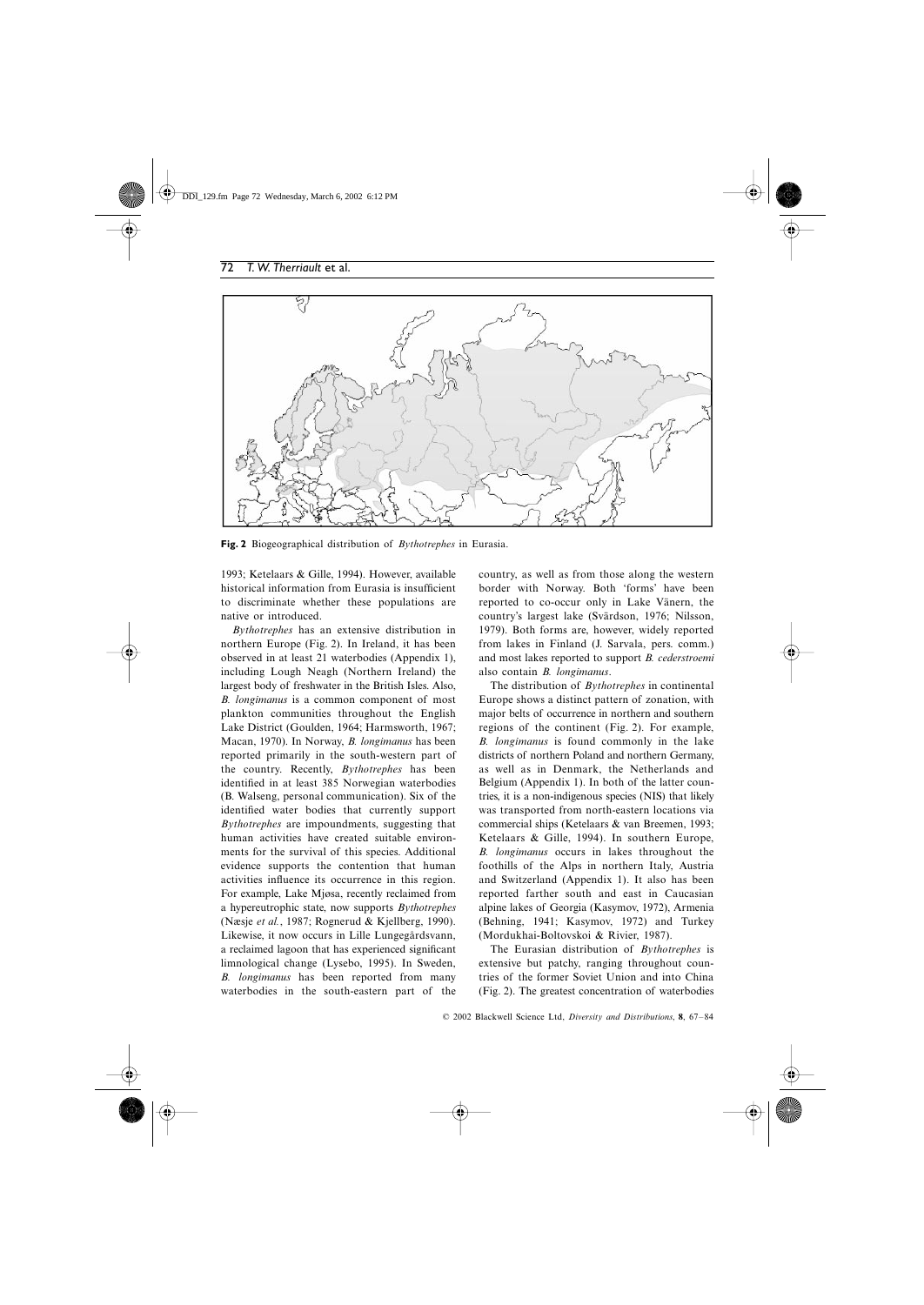**Fig. 2** Biogeographical distribution of *Bythotrephes* in Eurasia.

1993; Ketelaars & Gille, 1994). However, available historical information from Eurasia is insufficient to discriminate whether these populations are native or introduced.

*Bythotrephes* has an extensive distribution in northern Europe (Fig. 2). In Ireland, it has been observed in at least 21 waterbodies (Appendix 1), including Lough Neagh (Northern Ireland) the largest body of freshwater in the British Isles. Also, *B. longimanus* is a common component of most plankton communities throughout the English Lake District (Goulden, 1964; Harmsworth, 1967; Macan, 1970). In Norway, *B. longimanus* has been reported primarily in the south-western part of the country. Recently, *Bythotrephes* has been identified in at least 385 Norwegian waterbodies (B. Walseng, personal communication). Six of the identified water bodies that currently support *Bythotrephes* are impoundments, suggesting that human activities have created suitable environments for the survival of this species. Additional evidence supports the contention that human activities influence its occurrence in this region. For example, Lake Mjøsa, recently reclaimed from a hypereutrophic state, now supports *Bythotrephes* (Næsje *et al.*, 1987; Rognerud & Kjellberg, 1990). Likewise, it now occurs in Lille Lungegårdsvann, a reclaimed lagoon that has experienced significant limnological change (Lysebo, 1995). In Sweden, *B. longimanus* has been reported from many waterbodies in the south-eastern part of the country, as well as from those along the western border with Norway. Both 'forms' have been reported to co-occur only in Lake Vänern, the country's largest lake (Svärdson, 1976; Nilsson, 1979). Both forms are, however, widely reported from lakes in Finland (J. Sarvala, pers. comm.) and most lakes reported to support *B. cederstroemi* also contain *B. longimanus*.

The distribution of *Bythotrephes* in continental Europe shows a distinct pattern of zonation, with major belts of occurrence in northern and southern regions of the continent (Fig. 2). For example, *B. longimanus* is found commonly in the lake districts of northern Poland and northern Germany, as well as in Denmark, the Netherlands and Belgium (Appendix 1). In both of the latter countries, it is a non-indigenous species (NIS) that likely was transported from north-eastern locations via commercial ships (Ketelaars & van Breemen, 1993; Ketelaars & Gille, 1994). In southern Europe, *B. longimanus* occurs in lakes throughout the foothills of the Alps in northern Italy, Austria and Switzerland (Appendix 1). It also has been reported farther south and east in Caucasian alpine lakes of Georgia (Kasymov, 1972), Armenia (Behning, 1941; Kasymov, 1972) and Turkey (Mordukhai-Boltovskoi & Rivier, 1987).

The Eurasian distribution of *Bythotrephes* is extensive but patchy, ranging throughout countries of the former Soviet Union and into China (Fig. 2). The greatest concentration of waterbodies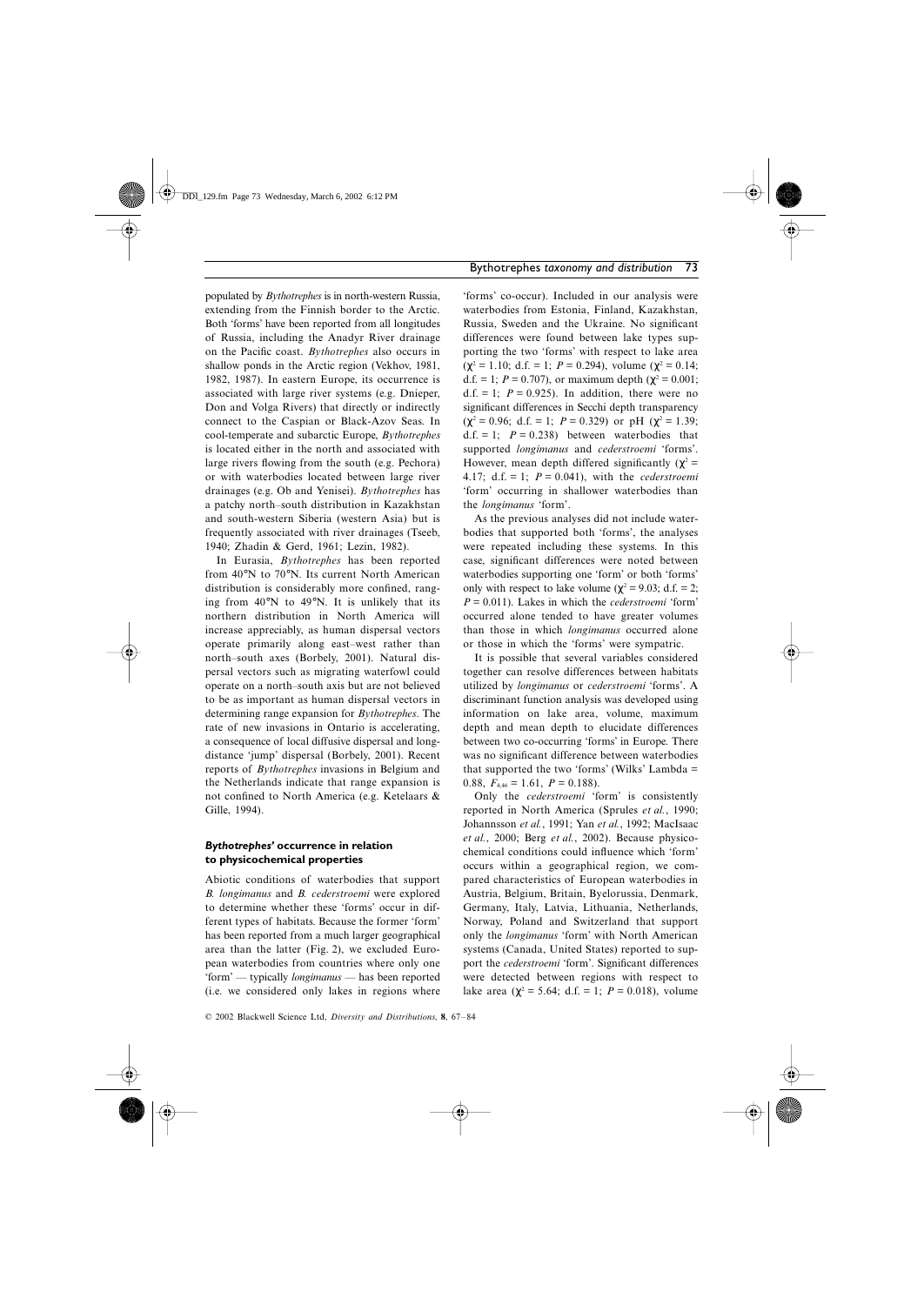populated by *Bythotrephes* is in north-western Russia, extending from the Finnish border to the Arctic. Both 'forms' have been reported from all longitudes of Russia, including the Anadyr River drainage on the Pacific coast. *Bythotrephes* also occurs in shallow ponds in the Arctic region (Vekhov, 1981, 1982, 1987). In eastern Europe, its occurrence is associated with large river systems (e.g. Dnieper, Don and Volga Rivers) that directly or indirectly connect to the Caspian or Black-Azov Seas. In cool-temperate and subarctic Europe, *Bythotrephes* is located either in the north and associated with large rivers flowing from the south (e.g. Pechora) or with waterbodies located between large river drainages (e.g. Ob and Yenisei). *Bythotrephes* has a patchy north–south distribution in Kazakhstan and south-western Siberia (western Asia) but is frequently associated with river drainages (Tseeb, 1940; Zhadin & Gerd, 1961; Lezin, 1982).

In Eurasia, *Bythotrephes* has been reported from 40°N to 70°N. Its current North American distribution is considerably more confined, ranging from 40°N to 49°N. It is unlikely that its northern distribution in North America will increase appreciably, as human dispersal vectors operate primarily along east–west rather than north–south axes (Borbely, 2001). Natural dispersal vectors such as migrating waterfowl could operate on a north–south axis but are not believed to be as important as human dispersal vectors in determining range expansion for *Bythotrephes*. The rate of new invasions in Ontario is accelerating, a consequence of local diffusive dispersal and long-distance 'jump' dispersal (Borbely, 2001). Recent reports of *Bythotrephes* invasions in Belgium and the Netherlands indicate that range expansion is not confined to North America (e.g. Ketelaars & Gille, 1994).

## *Bythotrephes*' occurrence in relation to physicochemical properties

Abiotic conditions of waterbodies that support *B. longimanus* and *B. cederstroemi* were explored to determine whether these 'forms' occur in different types of habitats. Because the former 'form' has been reported from a much larger geographical area than the latter (Fig. 2), we excluded European waterbodies from countries where only one 'form' — typically *longimanus* — has been reported (i.e. we considered only lakes in regions where 'forms' co-occur). Included in our analysis were waterbodies from Estonia, Finland, Kazakhstan, Russia, Sweden and the Ukraine. No significant differences were found between lake types supporting the two 'forms' with respect to lake area ($\chi^2 = 1.10$; d.f. = 1; $P = 0.294$), volume ($\chi^2 = 0.14$; d.f. = 1; $P = 0.707$), or maximum depth ($\chi^2 = 0.001$; d.f. = 1; $P = 0.925$). In addition, there were no significant differences in Secchi depth transparency ($\chi^2 = 0.96$; d.f. = 1; $P = 0.329$) or pH ($\chi^2 = 1.39$; d.f. = 1; $P = 0.238$) between waterbodies that supported *longimanus* and *cederstroemi* 'forms'. However, mean depth differed significantly ($\chi^2 = 4.17$; d.f. = 1; $P = 0.041$), with the *cederstroemi* 'form' occurring in shallower waterbodies than the *longimanus* 'form'.

As the previous analyses did not include waterbodies that supported both 'forms', the analyses were repeated including these systems. In this case, significant differences were noted between waterbodies supporting one 'form' or both 'forms' only with respect to lake volume ($\chi^2 = 9.03$; d.f. = 2; $P = 0.011$). Lakes in which the *cederstroemi* 'form' occurred alone tended to have greater volumes than those in which *longimanus* occurred alone or those in which the 'forms' were sympatric.

It is possible that several variables considered together can resolve differences between habitats utilized by *longimanus* or *cederstroemi* 'forms'. A discriminant function analysis was developed using information on lake area, volume, maximum depth and mean depth to elucidate differences between two co-occurring 'forms' in Europe. There was no significant difference between waterbodies that supported the two 'forms' (Wilks' Lambda = 0.88, $F_{4,46} = 1.61$, $P = 0.188$).

Only the *cederstroemi* 'form' is consistently reported in North America (Sprules *et al.*, 1990; Johannsson *et al.*, 1991; Yan *et al.*, 1992; MacIsaac *et al.*, 2000; Berg *et al.*, 2002). Because physicochemical conditions could influence which 'form' occurs within a geographical region, we compared characteristics of European waterbodies in Austria, Belgium, Britain, Byelorussia, Denmark, Germany, Italy, Latvia, Lithuania, Netherlands, Norway, Poland and Switzerland that support only the *longimanus* 'form' with North American systems (Canada, United States) reported to support the *cederstroemi* 'form'. Significant differences were detected between regions with respect to lake area ($\chi^2 = 5.64$; d.f. = 1; $P = 0.018$), volume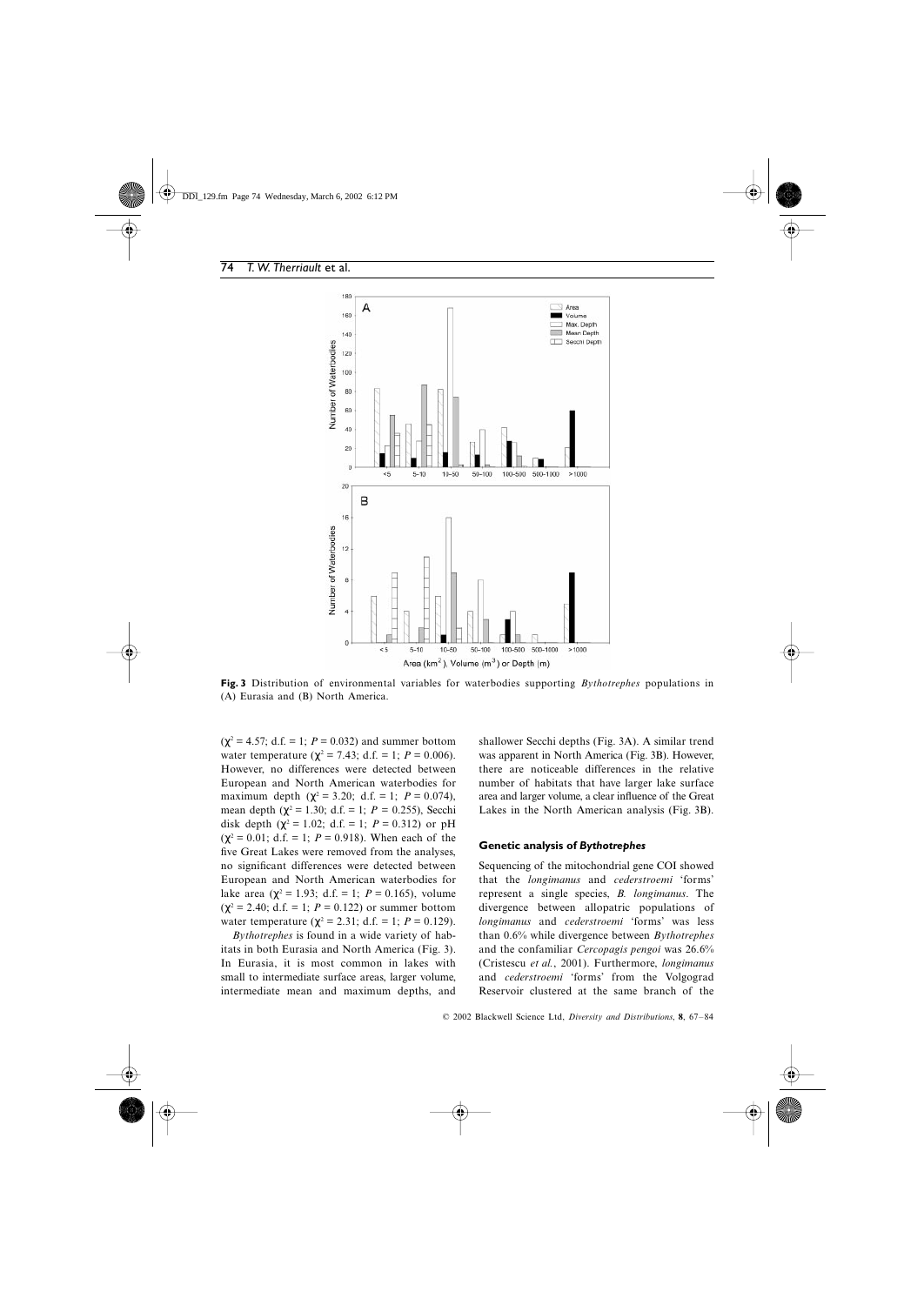**Fig. 3** Distribution of environmental variables for waterbodies supporting *Bythotrephes* populations in (A) Eurasia and (B) North America.

($\chi^2 = 4.57$; d.f. = 1; $P = 0.032$) and summer bottom water temperature ($\chi^2 = 7.43$; d.f. = 1; $P = 0.006$). However, no differences were detected between European and North American waterbodies for maximum depth ($\chi^2 = 3.20$; d.f. = 1; $P = 0.074$), mean depth ($\chi^2 = 1.30$; d.f. = 1; $P = 0.255$), Secchi disk depth ($\chi^2 = 1.02$; d.f. = 1; $P = 0.312$) or pH ($\chi^2 = 0.01$; d.f. = 1; $P = 0.918$). When each of the five Great Lakes were removed from the analyses, no significant differences were detected between European and North American waterbodies for lake area ($\chi^2 = 1.93$; d.f. = 1; $P = 0.165$), volume ($\chi^2 = 2.40$; d.f. = 1; $P = 0.122$) or summer bottom water temperature ($\chi^2 = 2.31$; d.f. = 1; $P = 0.129$).

*Bythotrephes* is found in a wide variety of habitats in both Eurasia and North America (Fig. 3). In Eurasia, it is most common in lakes with small to intermediate surface areas, larger volume, intermediate mean and maximum depths, and shallower Secchi depths (Fig. 3A). A similar trend was apparent in North America (Fig. 3B). However, there are noticeable differences in the relative number of habitats that have larger lake surface area and larger volume, a clear influence of the Great Lakes in the North American analysis (Fig. 3B).

### Genetic analysis of *Bythotrephes*

Sequencing of the mitochondrial gene COI showed that the *longimanus* and *cederstroemi* 'forms' represent a single species, *B. longimanus*. The divergence between allopatric populations of *longimanus* and *cederstroemi* 'forms' was less than 0.6% while divergence between *Bythotrephes* and the confamiliar *Cercopagis pengoi* was 26.6% (Cristescu *et al.*, 2001). Furthermore, *longimanus* and *cederstroemi* 'forms' from the Volgograd Reservoir clustered at the same branch of the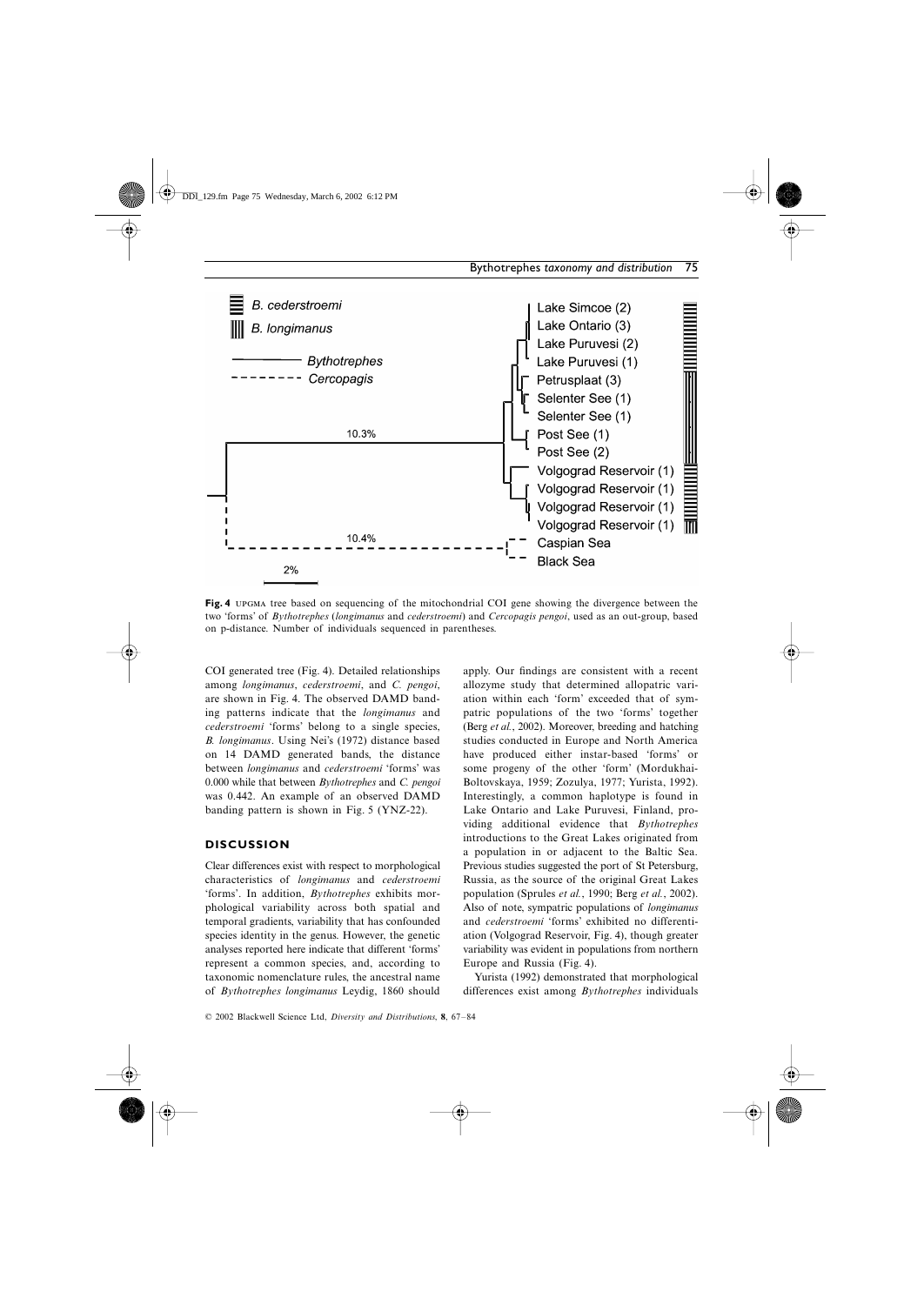**Fig. 4** UPGMA tree based on sequencing of the mitochondrial COI gene showing the divergence between the two 'forms' of *Bythotrephes* (*longimanus* and *cederstroemi*) and *Cercopagis pengoi*, used as an out-group, based on p-distance. Number of individuals sequenced in parentheses.

COI generated tree (Fig. 4). Detailed relationships among *longimanus*, *cederstroemi*, and *C. pengoi*, are shown in Fig. 4. The observed DAMD banding patterns indicate that the *longimanus* and *cederstroemi* 'forms' belong to a single species, *B. longimanus*. Using Nei's (1972) distance based on 14 DAMD generated bands, the distance between *longimanus* and *cederstroemi* 'forms' was 0.000 while that between *Bythotrephes* and *C. pengoi* was 0.442. An example of an observed DAMD banding pattern is shown in Fig. 5 (YNZ-22).

## DISCUSSION

Clear differences exist with respect to morphological characteristics of *longimanus* and *cederstroemi* 'forms'. In addition, *Bythotrephes* exhibits morphological variability across both spatial and temporal gradients, variability that has confounded species identity in the genus. However, the genetic analyses reported here indicate that different 'forms' represent a common species, and, according to taxonomic nomenclature rules, the ancestral name of *Bythotrephes longimanus* Leydig, 1860 should apply. Our findings are consistent with a recent allozyme study that determined allopatric variation within each 'form' exceeded that of sympatric populations of the two 'forms' together (Berg *et al.*, 2002). Moreover, breeding and hatching studies conducted in Europe and North America have produced either instar-based 'forms' or some progeny of the other 'form' (Mordukhai-Boltovskaya, 1959; Zozulya, 1977; Yurista, 1992). Interestingly, a common haplotype is found in Lake Ontario and Lake Puruvesi, Finland, providing additional evidence that *Bythotrephes* introductions to the Great Lakes originated from a population in or adjacent to the Baltic Sea. Previous studies suggested the port of St Petersburg, Russia, as the source of the original Great Lakes population (Sprules *et al.*, 1990; Berg *et al.*, 2002). Also of note, sympatric populations of *longimanus* and *cederstroemi* 'forms' exhibited no differentiation (Volgograd Reservoir, Fig. 4), though greater variability was evident in populations from northern Europe and Russia (Fig. 4).

Yurista (1992) demonstrated that morphological differences exist among *Bythotrephes* individuals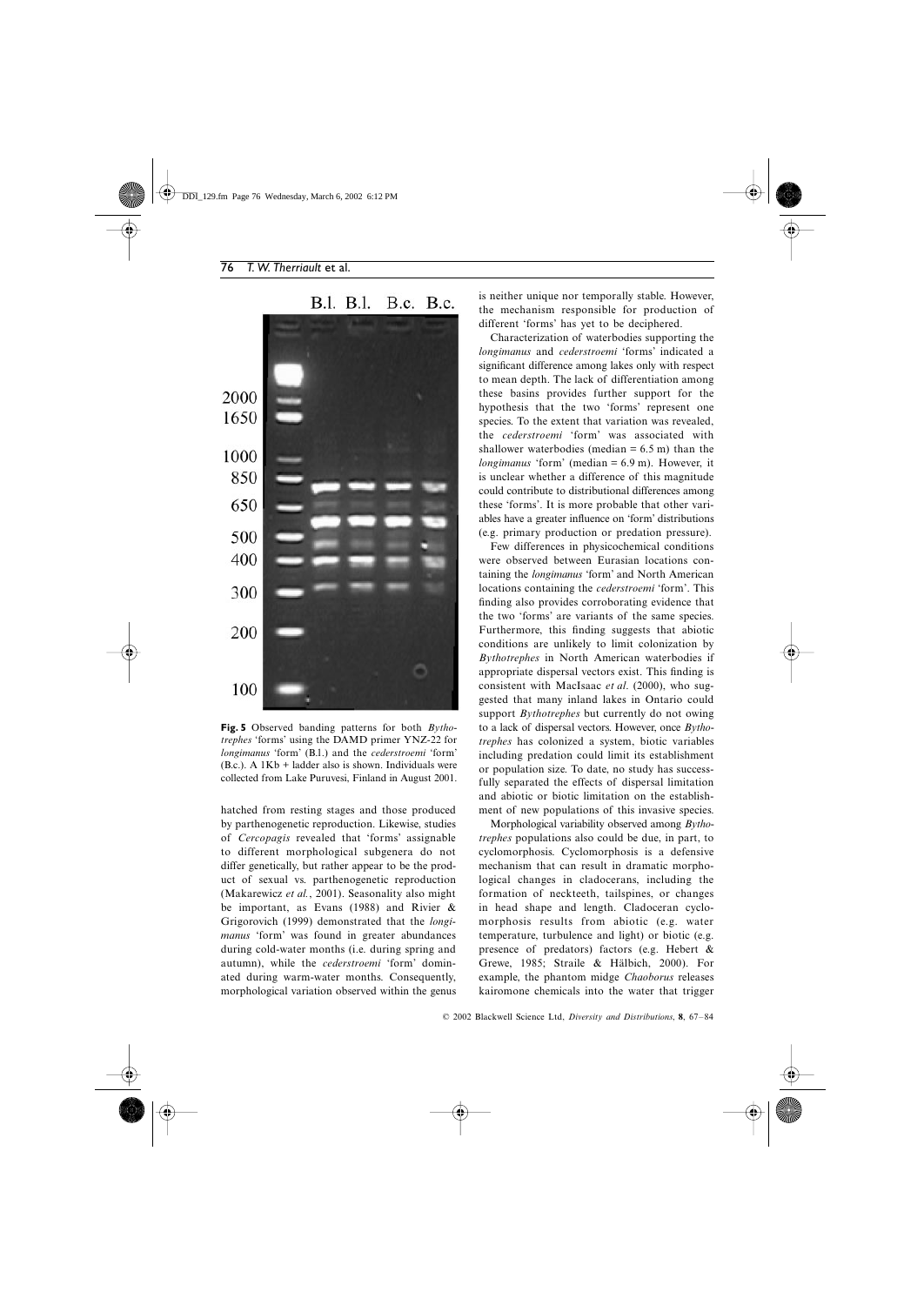B.l. B.l. B.c. B.c.

2000
1650
1000
850
650
500
400
300
200
100

**Fig. 5** Observed banding patterns for both *Bythotrephes* 'forms' using the DAMD primer YNZ-22 for *longimanus* 'form' (B.l.) and the *cederstroemi* 'form' (B.c.). A 1Kb + ladder also is shown. Individuals were collected from Lake Puruvesi, Finland in August 2001.

hatched from resting stages and those produced by parthenogenetic reproduction. Likewise, studies of *Cercopagis* revealed that 'forms' assignable to different morphological subgenera do not differ genetically, but rather appear to be the product of sexual vs. parthenogenetic reproduction (Makarewicz *et al.*, 2001). Seasonality also might be important, as Evans (1988) and Rivier & Grigorovich (1999) demonstrated that the *longimanus* 'form' was found in greater abundances during cold-water months (i.e. during spring and autumn), while the *cederstroemi* 'form' dominated during warm-water months. Consequently, morphological variation observed within the genus is neither unique nor temporally stable. However, the mechanism responsible for production of different 'forms' has yet to be deciphered.

Characterization of waterbodies supporting the *longimanus* and *cederstroemi* 'forms' indicated a significant difference among lakes only with respect to mean depth. The lack of differentiation among these basins provides further support for the hypothesis that the two 'forms' represent one species. To the extent that variation was revealed, the *cederstroemi* 'form' was associated with shallower waterbodies (median = 6.5 m) than the *longimanus* 'form' (median = 6.9 m). However, it is unclear whether a difference of this magnitude could contribute to distributional differences among these 'forms'. It is more probable that other variables have a greater influence on 'form' distributions (e.g. primary production or predation pressure).

Few differences in physicochemical conditions were observed between Eurasian locations containing the *longimanus* 'form' and North American locations containing the *cederstroemi* 'form'. This finding also provides corroborating evidence that the two 'forms' are variants of the same species. Furthermore, this finding suggests that abiotic conditions are unlikely to limit colonization by *Bythotrephes* in North American waterbodies if appropriate dispersal vectors exist. This finding is consistent with MacIsaac *et al*. (2000), who suggested that many inland lakes in Ontario could support *Bythotrephes* but currently do not owing to a lack of dispersal vectors. However, once *Bythotrephes* has colonized a system, biotic variables including predation could limit its establishment or population size. To date, no study has successfully separated the effects of dispersal limitation and abiotic or biotic limitation on the establishment of new populations of this invasive species.

Morphological variability observed among *Bythotrephes* populations also could be due, in part, to cyclomorphosis. Cyclomorphosis is a defensive mechanism that can result in dramatic morphological changes in cladocerans, including the formation of neckteeth, tailspines, or changes in head shape and length. Cladoceran cyclomorphosis results from abiotic (e.g. water temperature, turbulence and light) or biotic (e.g. presence of predators) factors (e.g. Hebert & Grewe, 1985; Straile & Hälbich, 2000). For example, the phantom midge *Chaoborus* releases kairomone chemicals into the water that trigger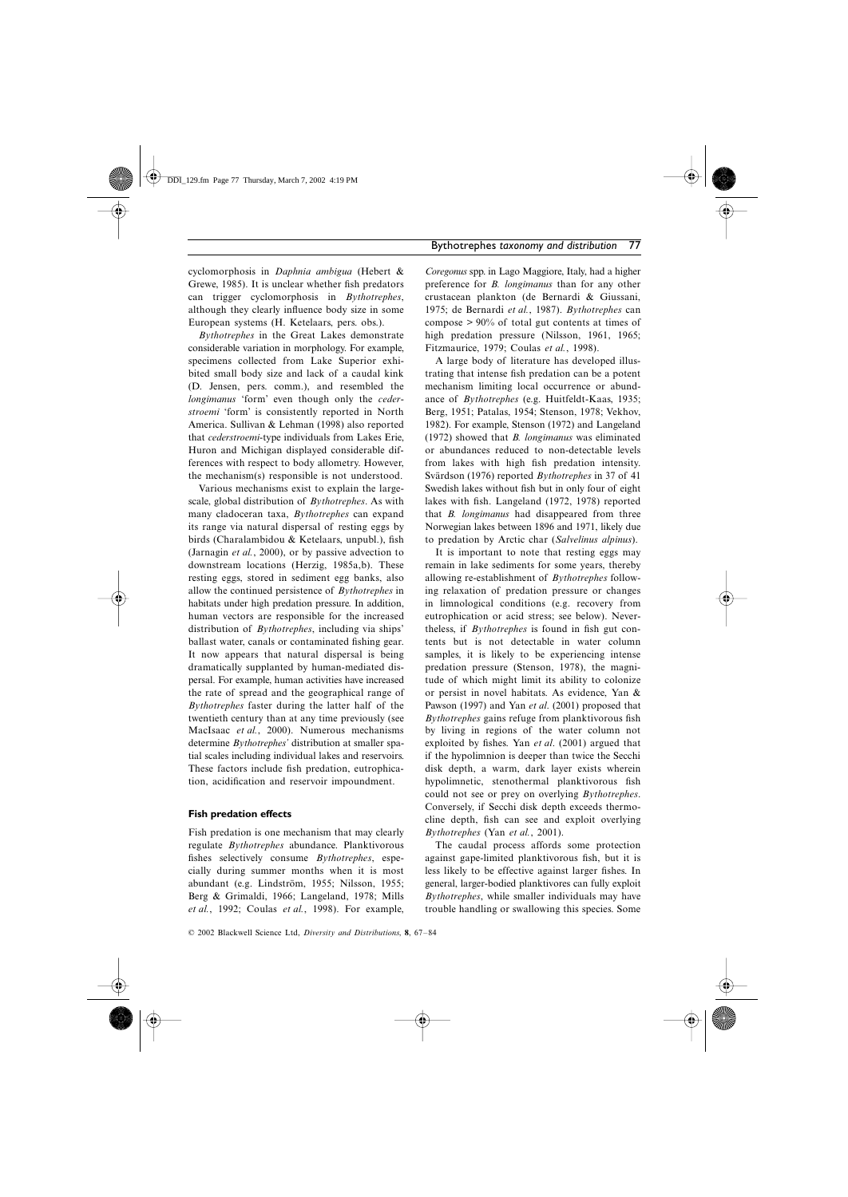cyclomorphosis in *Daphnia ambigua* (Hebert & Grewe, 1985). It is unclear whether fish predators can trigger cyclomorphosis in *Bythotrephes*, although they clearly influence body size in some European systems (H. Ketelaars, pers. obs.).

*Bythotrephes* in the Great Lakes demonstrate considerable variation in morphology. For example, specimens collected from Lake Superior exhibited small body size and lack of a caudal kink (D. Jensen, pers. comm.), and resembled the *longimanus* 'form' even though only the *cederstroemi* 'form' is consistently reported in North America. Sullivan & Lehman (1998) also reported that *cederstroemi*-type individuals from Lakes Erie, Huron and Michigan displayed considerable differences with respect to body allometry. However, the mechanism(s) responsible is not understood.

Various mechanisms exist to explain the large-scale, global distribution of *Bythotrephes*. As with many cladoceran taxa, *Bythotrephes* can expand its range via natural dispersal of resting eggs by birds (Charalambidou & Ketelaars, unpubl.), fish (Jarnagin *et al.*, 2000), or by passive advection to downstream locations (Herzig, 1985a,b). These resting eggs, stored in sediment egg banks, also allow the continued persistence of *Bythotrephes* in habitats under high predation pressure. In addition, human vectors are responsible for the increased distribution of *Bythotrephes*, including via ships' ballast water, canals or contaminated fishing gear. It now appears that natural dispersal is being dramatically supplanted by human-mediated dispersal. For example, human activities have increased the rate of spread and the geographical range of *Bythotrephes* faster during the latter half of the twentieth century than at any time previously (see MacIsaac *et al.*, 2000). Numerous mechanisms determine *Bythotrephes'* distribution at smaller spatial scales including individual lakes and reservoirs. These factors include fish predation, eutrophication, acidification and reservoir impoundment.

### Fish predation effects

Fish predation is one mechanism that may clearly regulate *Bythotrephes* abundance. Planktivorous fishes selectively consume *Bythotrephes*, especially during summer months when it is most abundant (e.g. Lindström, 1955; Nilsson, 1955; Berg & Grimaldi, 1966; Langeland, 1978; Mills *et al.*, 1992; Coulas *et al.*, 1998). For example, *Coregonus* spp. in Lago Maggiore, Italy, had a higher preference for *B. longimanus* than for any other crustacean plankton (de Bernardi & Giussani, 1975; de Bernardi *et al.*, 1987). *Bythotrephes* can compose > 90% of total gut contents at times of high predation pressure (Nilsson, 1961, 1965; Fitzmaurice, 1979; Coulas *et al.*, 1998).

A large body of literature has developed illustrating that intense fish predation can be a potent mechanism limiting local occurrence or abundance of *Bythotrephes* (e.g. Huitfeldt-Kaas, 1935; Berg, 1951; Patalas, 1954; Stenson, 1978; Vekhov, 1982). For example, Stenson (1972) and Langeland (1972) showed that *B. longimanus* was eliminated or abundances reduced to non-detectable levels from lakes with high fish predation intensity. Svärdson (1976) reported *Bythotrephes* in 37 of 41 Swedish lakes without fish but in only four of eight lakes with fish. Langeland (1972, 1978) reported that *B. longimanus* had disappeared from three Norwegian lakes between 1896 and 1971, likely due to predation by Arctic char (*Salvelinus alpinus*).

It is important to note that resting eggs may remain in lake sediments for some years, thereby allowing re-establishment of *Bythotrephes* following relaxation of predation pressure or changes in limnological conditions (e.g. recovery from eutrophication or acid stress; see below). Nevertheless, if *Bythotrephes* is found in fish gut contents but is not detectable in water column samples, it is likely to be experiencing intense predation pressure (Stenson, 1978), the magnitude of which might limit its ability to colonize or persist in novel habitats. As evidence, Yan & Pawson (1997) and Yan *et al.* (2001) proposed that *Bythotrephes* gains refuge from planktivorous fish by living in regions of the water column not exploited by fishes. Yan *et al.* (2001) argued that if the hypolimnion is deeper than twice the Secchi disk depth, a warm, dark layer exists wherein hypolimnetic, stenothermal planktivorous fish could not see or prey on overlying *Bythotrephes*. Conversely, if Secchi disk depth exceeds thermocline depth, fish can see and exploit overlying *Bythotrephes* (Yan *et al.*, 2001).

The caudal process affords some protection against gape-limited planktivorous fish, but it is less likely to be effective against larger fishes. In general, larger-bodied planktivores can fully exploit *Bythotrephes*, while smaller individuals may have trouble handling or swallowing this species. Some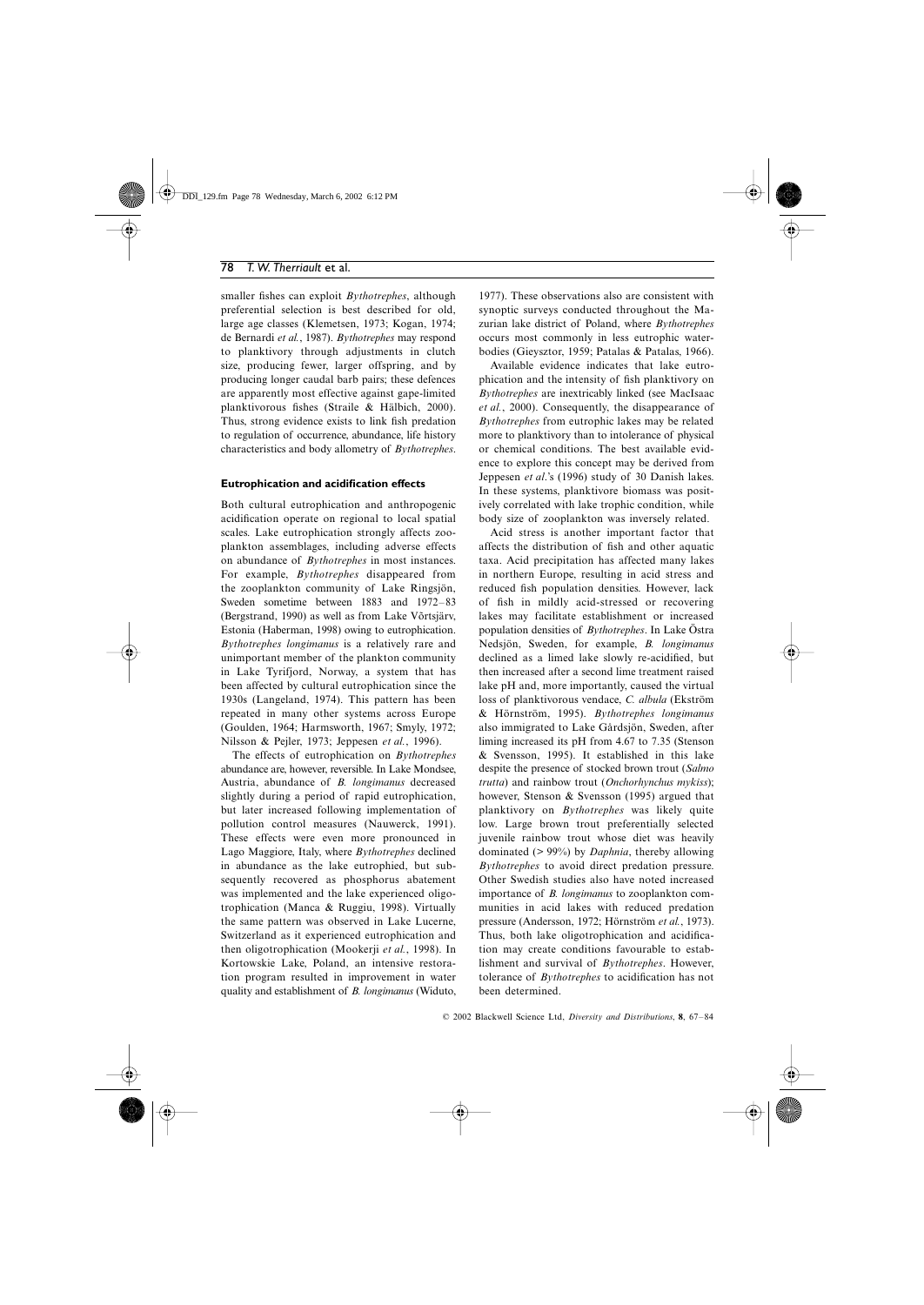smaller fishes can exploit *Bythotrephes*, although preferential selection is best described for old, large age classes (Klemetsen, 1973; Kogan, 1974; de Bernardi *et al.*, 1987). *Bythotrephes* may respond to planktivory through adjustments in clutch size, producing fewer, larger offspring, and by producing longer caudal barb pairs; these defences are apparently most effective against gape-limited planktivorous fishes (Straile & Hälbich, 2000). Thus, strong evidence exists to link fish predation to regulation of occurrence, abundance, life history characteristics and body allometry of *Bythotrephes*.

### Eutrophication and acidification effects

Both cultural eutrophication and anthropogenic acidification operate on regional to local spatial scales. Lake eutrophication strongly affects zooplankton assemblages, including adverse effects on abundance of *Bythotrephes* in most instances. For example, *Bythotrephes* disappeared from the zooplankton community of Lake Ringsjön, Sweden sometime between 1883 and 1972–83 (Bergstrand, 1990) as well as from Lake Võrtsjärv, Estonia (Haberman, 1998) owing to eutrophication. *Bythotrephes longimanus* is a relatively rare and unimportant member of the plankton community in Lake Tyrifjord, Norway, a system that has been affected by cultural eutrophication since the 1930s (Langeland, 1974). This pattern has been repeated in many other systems across Europe (Goulden, 1964; Harmsworth, 1967; Smyly, 1972; Nilsson & Pejler, 1973; Jeppesen *et al.*, 1996).

The effects of eutrophication on *Bythotrephes* abundance are, however, reversible. In Lake Mondsee, Austria, abundance of *B. longimanus* decreased slightly during a period of rapid eutrophication, but later increased following implementation of pollution control measures (Nauwerck, 1991). These effects were even more pronounced in Lago Maggiore, Italy, where *Bythotrephes* declined in abundance as the lake eutrophied, but subsequently recovered as phosphorus abatement was implemented and the lake experienced oligotrophication (Manca & Ruggiu, 1998). Virtually the same pattern was observed in Lake Lucerne, Switzerland as it experienced eutrophication and then oligotrophication (Mookerji *et al.*, 1998). In Kortowskie Lake, Poland, an intensive restoration program resulted in improvement in water quality and establishment of *B. longimanus* (Widuto, 1977). These observations also are consistent with synoptic surveys conducted throughout the Mazurian lake district of Poland, where *Bythotrephes* occurs most commonly in less eutrophic waterbodies (Gieysztor, 1959; Patalas & Patalas, 1966).

Available evidence indicates that lake eutrophication and the intensity of fish planktivory on *Bythotrephes* are inextricably linked (see MacIsaac *et al.*, 2000). Consequently, the disappearance of *Bythotrephes* from eutrophic lakes may be related more to planktivory than to intolerance of physical or chemical conditions. The best available evidence to explore this concept may be derived from Jeppesen *et al.*'s (1996) study of 30 Danish lakes. In these systems, planktivore biomass was positively correlated with lake trophic condition, while body size of zooplankton was inversely related.

Acid stress is another important factor that affects the distribution of fish and other aquatic taxa. Acid precipitation has affected many lakes in northern Europe, resulting in acid stress and reduced fish population densities. However, lack of fish in mildly acid-stressed or recovering lakes may facilitate establishment or increased population densities of *Bythotrephes*. In Lake Östra Nedsjön, Sweden, for example, *B. longimanus* declined as a limed lake slowly re-acidified, but then increased after a second lime treatment raised lake pH and, more importantly, caused the virtual loss of planktivorous vendace, *C. albula* (Ekström & Hörnström, 1995). *Bythotrephes longimanus* also immigrated to Lake Gårdsjön, Sweden, after liming increased its pH from 4.67 to 7.35 (Stenson & Svensson, 1995). It established in this lake despite the presence of stocked brown trout (*Salmo trutta*) and rainbow trout (*Onchorhynchus mykiss*); however, Stenson & Svensson (1995) argued that planktivory on *Bythotrephes* was likely quite low. Large brown trout preferentially selected juvenile rainbow trout whose diet was heavily dominated (> 99%) by *Daphnia*, thereby allowing *Bythotrephes* to avoid direct predation pressure. Other Swedish studies also have noted increased importance of *B. longimanus* to zooplankton communities in acid lakes with reduced predation pressure (Andersson, 1972; Hörnström *et al.*, 1973). Thus, both lake oligotrophication and acidification may create conditions favourable to establishment and survival of *Bythotrephes*. However, tolerance of *Bythotrephes* to acidification has not been determined.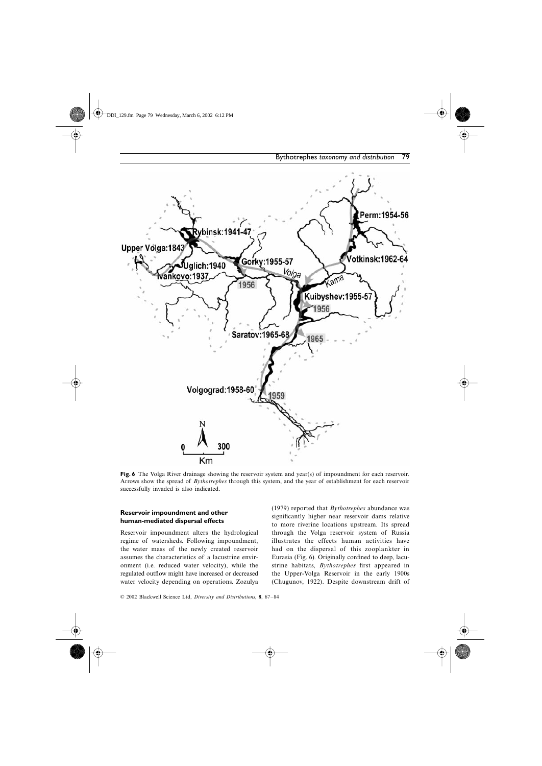**Fig. 6** The Volga River drainage showing the reservoir system and year(s) of impoundment for each reservoir. Arrows show the spread of *Bythotrephes* through this system, and the year of establishment for each reservoir successfully invaded is also indicated.

### Reservoir impoundment and other human-mediated dispersal effects

Reservoir impoundment alters the hydrological regime of watersheds. Following impoundment, the water mass of the newly created reservoir assumes the characteristics of a lacustrine environment (i.e. reduced water velocity), while the regulated outflow might have increased or decreased water velocity depending on operations. Zozulya (1979) reported that *Bythotrephes* abundance was significantly higher near reservoir dams relative to more riverine locations upstream. Its spread through the Volga reservoir system of Russia illustrates the effects human activities have had on the dispersal of this zooplankter in Eurasia (Fig. 6). Originally confined to deep, lacustrine habitats, *Bythotrephes* first appeared in the Upper-Volga Reservoir in the early 1900s (Chugunov, 1922). Despite downstream drift of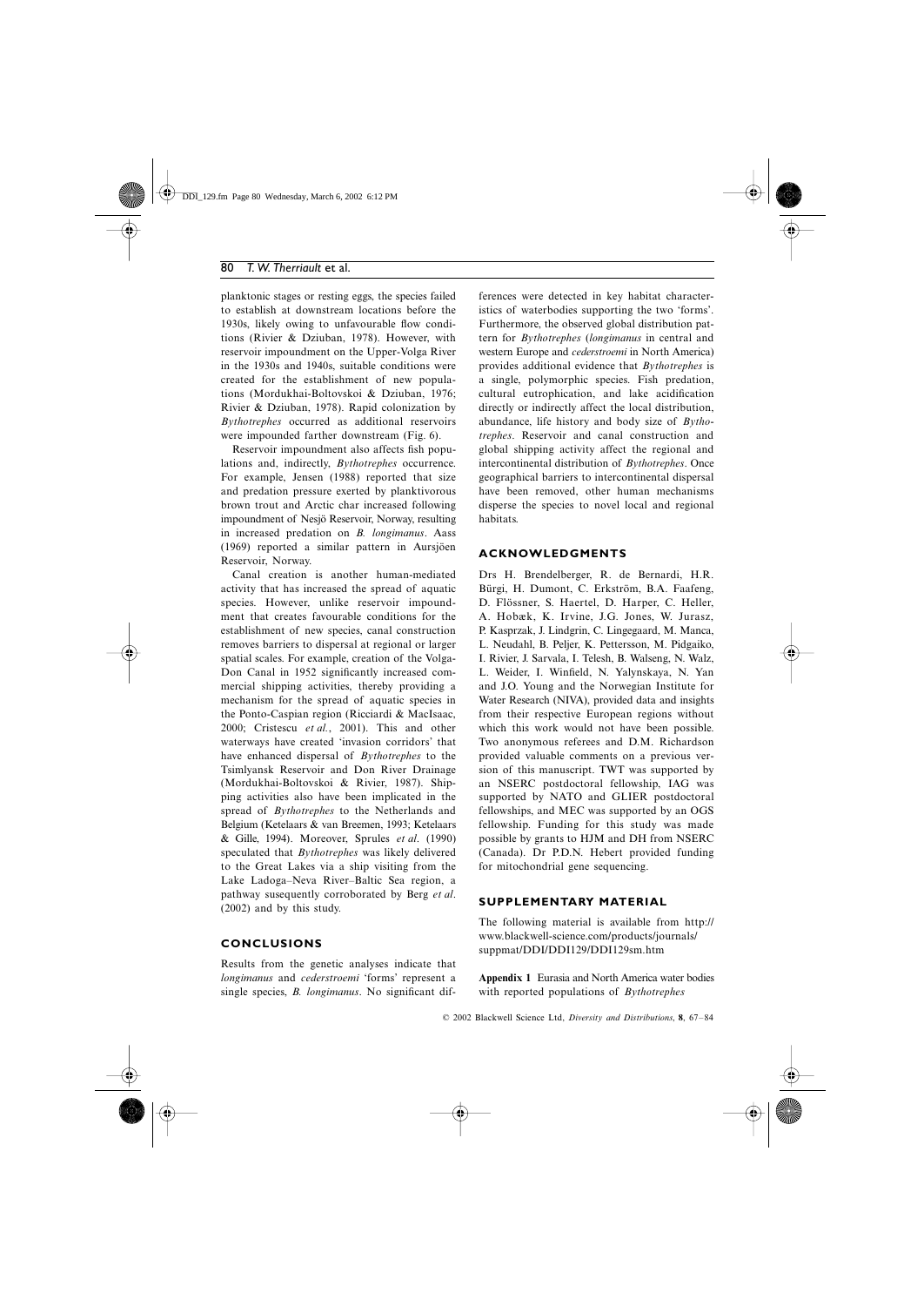planktonic stages or resting eggs, the species failed to establish at downstream locations before the 1930s, likely owing to unfavourable flow conditions (Rivier & Dziuban, 1978). However, with reservoir impoundment on the Upper-Volga River in the 1930s and 1940s, suitable conditions were created for the establishment of new populations (Mordukhai-Boltovskoi & Dziuban, 1976; Rivier & Dziuban, 1978). Rapid colonization by *Bythotrephes* occurred as additional reservoirs were impounded farther downstream (Fig. 6).

Reservoir impoundment also affects fish populations and, indirectly, *Bythotrephes* occurrence. For example, Jensen (1988) reported that size and predation pressure exerted by planktivorous brown trout and Arctic char increased following impoundment of Nesjö Reservoir, Norway, resulting in increased predation on *B. longimanus*. Aass (1969) reported a similar pattern in Aursjöen Reservoir, Norway.

Canal creation is another human-mediated activity that has increased the spread of aquatic species. However, unlike reservoir impoundment that creates favourable conditions for the establishment of new species, canal construction removes barriers to dispersal at regional or larger spatial scales. For example, creation of the Volga-Don Canal in 1952 significantly increased commercial shipping activities, thereby providing a mechanism for the spread of aquatic species in the Ponto-Caspian region (Ricciardi & MacIsaac, 2000; Cristescu *et al.*, 2001). This and other waterways have created 'invasion corridors' that have enhanced dispersal of *Bythotrephes* to the Tsimlyansk Reservoir and Don River Drainage (Mordukhai-Boltovskoi & Rivier, 1987). Shipping activities also have been implicated in the spread of *Bythotrephes* to the Netherlands and Belgium (Ketelaars & van Breemen, 1993; Ketelaars & Gille, 1994). Moreover, Sprules *et al*. (1990) speculated that *Bythotrephes* was likely delivered to the Great Lakes via a ship visiting from the Lake Ladoga–Neva River–Baltic Sea region, a pathway susequently corroborated by Berg *et al*. (2002) and by this study.

## CONCLUSIONS

Results from the genetic analyses indicate that *longimanus* and *cederstroemi* 'forms' represent a single species, *B. longimanus*. No significant differences were detected in key habitat characteristics of waterbodies supporting the two 'forms'. Furthermore, the observed global distribution pattern for *Bythotrephes* (*longimanus* in central and western Europe and *cederstroemi* in North America) provides additional evidence that *Bythotrephes* is a single, polymorphic species. Fish predation, cultural eutrophication, and lake acidification directly or indirectly affect the local distribution, abundance, life history and body size of *Bythotrephes*. Reservoir and canal construction and global shipping activity affect the regional and intercontinental distribution of *Bythotrephes*. Once geographical barriers to intercontinental dispersal have been removed, other human mechanisms disperse the species to novel local and regional habitats.

## ACKNOWLEDGMENTS

Drs H. Brendelberger, R. de Bernardi, H.R. Bürgi, H. Dumont, C. Erkström, B.A. Faafeng, D. Flössner, S. Haertel, D. Harper, C. Heller, A. Hobæk, K. Irvine, J.G. Jones, W. Jurasz, P. Kasprzak, J. Lindgrin, C. Lingegaard, M. Manca, L. Neudahl, B. Peljer, K. Pettersson, M. Pidgaiko, I. Rivier, J. Sarvala, I. Telesh, B. Walseng, N. Walz, L. Weider, I. Winfield, N. Yalynskaya, N. Yan and J.O. Young and the Norwegian Institute for Water Research (NIVA), provided data and insights from their respective European regions without which this work would not have been possible. Two anonymous referees and D.M. Richardson provided valuable comments on a previous version of this manuscript. TWT was supported by an NSERC postdoctoral fellowship, IAG was supported by NATO and GLIER postdoctoral fellowships, and MEC was supported by an OGS fellowship. Funding for this study was made possible by grants to HJM and DH from NSERC (Canada). Dr P.D.N. Hebert provided funding for mitochondrial gene sequencing.

## SUPPLEMENTARY MATERIAL

The following material is available from http://www.blackwell-science.com/products/journals/suppmat/DDI/DDI129/DDI129sm.htm

**Appendix 1** Eurasia and North America water bodies with reported populations of *Bythotrephes*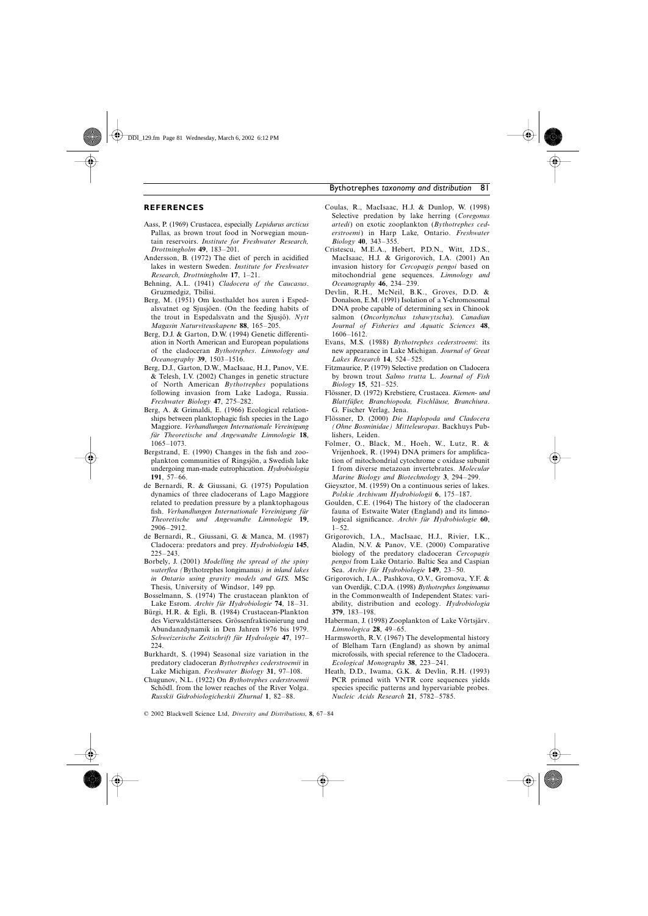## REFERENCES

Aass, P. (1969) Crustacea, especially *Lepidurus arcticus* Pallas, as brown trout food in Norwegian mountain reservoirs. *Institute for Freshwater Research, Drottningholm* **49**, 183–201.

Andersson, B. (1972) The diet of perch in acidified lakes in western Sweden. *Institute for Freshwater Research, Drottningholm* **17**, 1–21.

Behning, A.L. (1941) *Cladocera of the Caucasus*. Gruzmedgiz, Tbilisi.

Berg, M. (1951) Om kosthaldet hos auren i Espedalsvatnet og Sjusjöen. (On the feeding habits of the trout in Espedalsvatn and the Sjusjö). *Nytt Magasin Naturviteuskapene* **88**, 165–205.

Berg, D.J. & Garton, D.W. (1994) Genetic differentiation in North American and European populations of the cladoceran *Bythotrephes*. *Limnology and Oceanography* **39**, 1503–1516.

Berg, D.J., Garton, D.W., MacIsaac, H.J., Panov, V.E. & Telesh, I.V. (2002) Changes in genetic structure of North American *Bythotrephes* populations following invasion from Lake Ladoga, Russia. *Freshwater Biology* **47**, 275–282.

Berg, A. & Grimaldi, E. (1966) Ecological relationships between planktophagic fish species in the Lago Maggiore. *Verhandlungen Internationale Vereinigung für Theoretische und Angewandte Limnologie* **18**, 1065–1073.

Bergstrand, E. (1990) Changes in the fish and zooplankton communities of Ringsjön, a Swedish lake undergoing man-made eutrophication. *Hydrobiologia* **191**, 57–66.

de Bernardi, R. & Giussani, G. (1975) Population dynamics of three cladocerans of Lago Maggiore related to predation pressure by a planktophagous fish. *Verhandlungen Internationale Vereinigung für Theoretische und Angewandte Limnologie* **19**, 2906–2912.

de Bernardi, R., Giussani, G. & Manca, M. (1987) Cladocera: predators and prey. *Hydrobiologia* **145**, 225–243.

Borbely, J. (2001) *Modelling the spread of the spiny waterflea (*Bythotrephes longimanus*) in inland lakes in Ontario using gravity models and GIS*. MSc Thesis, University of Windsor, 149 pp.

Bosselmann, S. (1974) The crustacean plankton of Lake Esrom. *Archiv für Hydrobiologie* **74**, 18–31.

Bürgi, H.R. & Egli, B. (1984) Crustacean-Plankton des Vierwaldstättersees. Grössenfraktionierung und Abundanzdynamik in Den Jahren 1976 bis 1979. *Schweizerische Zeitschrift für Hydrologie* **47**, 197–224.

Burkhardt, S. (1994) Seasonal size variation in the predatory cladoceran *Bythotrephes cederstroemii* in Lake Michigan. *Freshwater Biology* **31**, 97–108.

Chugunov, N.L. (1922) On *Bythotrephes cederstroemii* Schödl. from the lower reaches of the River Volga. *Russkii Gidrobiologicheskii Zhurnal* **1**, 82–88.

Coulas, R., MacIsaac, H.J. & Dunlop, W. (1998) Selective predation by lake herring (*Coregonus artedi*) on exotic zooplankton (*Bythotrephes cederstroemi*) in Harp Lake, Ontario. *Freshwater Biology* **40**, 343–355.

Cristescu, M.E.A., Hebert, P.D.N., Witt, J.D.S., MacIsaac, H.J. & Grigorovich, I.A. (2001) An invasion history for *Cercopagis pengoi* based on mitochondrial gene sequences. *Limnology and Oceanography* **46**, 234–239.

Devlin, R.H., McNeil, B.K., Groves, D.D. & Donalson, E.M. (1991) Isolation of a Y-chromosomal DNA probe capable of determining sex in Chinook salmon (*Oncorhynchus tshawytscha*). *Canadian Journal of Fisheries and Aquatic Sciences* **48**, 1606–1612.

Evans, M.S. (1988) *Bythotrephes cederstroemi*: its new appearance in Lake Michigan. *Journal of Great Lakes Research* **14**, 524–525.

Fitzmaurice, P. (1979) Selective predation on Cladocera by brown trout *Salmo trutta* L. *Journal of Fish Biology* **15**, 521–525.

Flössner, D. (1972) Krebstiere, Crustacea. *Kiemen- und Blattfüßer, Branchiopoda, Fischläuse, Branchiura*. G. Fischer Verlag, Jena.

Flössner, D. (2000) *Die Haplopoda und Cladocera (Ohne Bosminidae) Mitteleuropas*. Backhuys Publishers, Leiden.

Folmer, O., Black, M., Hoeh, W., Lutz, R. & Vrijenhoek, R. (1994) DNA primers for amplification of mitochondrial cytochrome c oxidase subunit I from diverse metazoan invertebrates. *Molecular Marine Biology and Biotechnology* **3**, 294–299.

Gieysztor, M. (1959) On a continuous series of lakes. *Polskie Archiwum Hydrobiologii* **6**, 175–187.

Goulden, C.E. (1964) The history of the cladoceran fauna of Estwaite Water (England) and its limnological significance. *Archiv für Hydrobiologie* **60**, 1–52.

Grigorovich, I.A., MacIsaac, H.J., Rivier, I.K., Aladin, N.V. & Panov, V.E. (2000) Comparative biology of the predatory cladoceran *Cercopagis pengoi* from Lake Ontario. Baltic Sea and Caspian Sea. *Archiv für Hydrobiologie* **149**, 23–50.

Grigorovich, I.A., Pashkova, O.V., Gromova, Y.F. & van Overdijk, C.D.A. (1998) *Bythotrephes longimanus* in the Commonwealth of Independent States: variability, distribution and ecology. *Hydrobiologia* **379**, 183–198.

Haberman, J. (1998) Zooplankton of Lake Võrtsjärv. *Limnologica* **28**, 49–65.

Harmsworth, R.V. (1967) The developmental history of Blelham Tarn (England) as shown by animal microfossils, with special reference to the Cladocera. *Ecological Monographs* **38**, 223–241.

Heath, D.D., Iwama, G.K. & Devlin, R.H. (1993) PCR primed with VNTR core sequences yields species specific patterns and hypervariable probes. *Nucleic Acids Research* **21**, 5782–5785.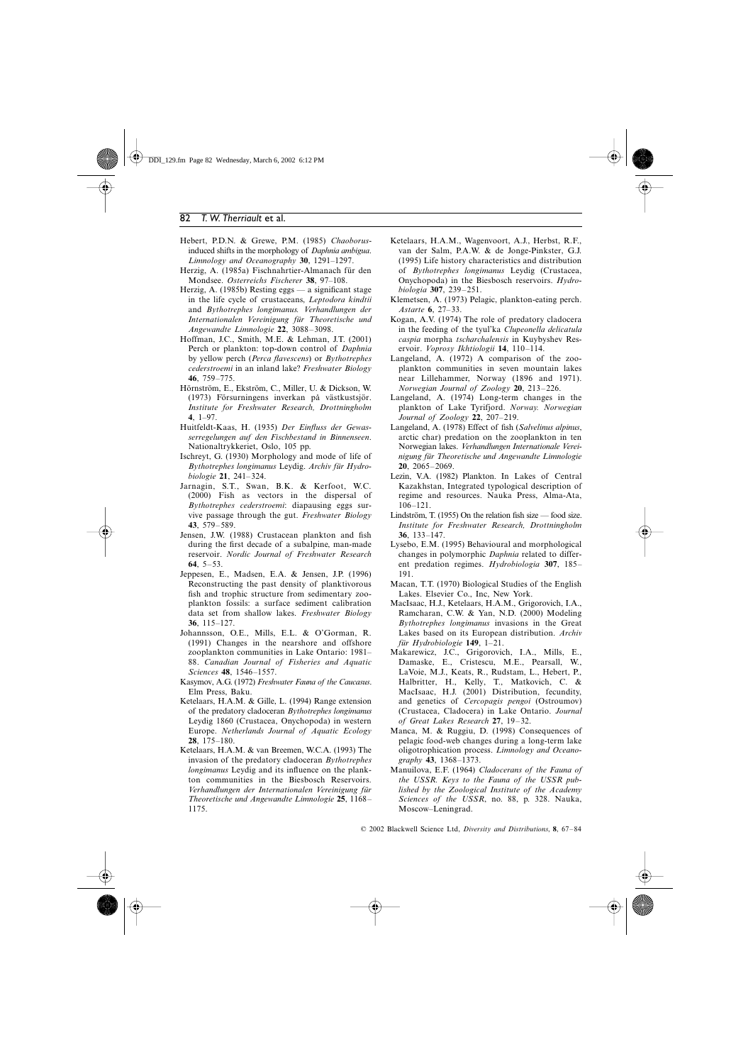Hebert, P.D.N. & Grewe, P.M. (1985) *Chaoborus*-induced shifts in the morphology of *Daphnia ambigua*. *Limnology and Oceanography* **30**, 1291–1297.

Herzig, A. (1985a) Fischnahrtier-Almanach für den Mondsee. *Osterreichs Fischerer* **38**, 97–108.

Herzig, A. (1985b) Resting eggs — a significant stage in the life cycle of crustaceans, *Leptodora kindtii* and *Bythotrephes longimanus*. *Verhandlungen der Internationalen Vereinigung für Theoretische und Angewandte Limnologie* **22**, 3088–3098.

Hoffman, J.C., Smith, M.E. & Lehman, J.T. (2001) Perch or plankton: top-down control of *Daphnia* by yellow perch (*Perca flavescens*) or *Bythotrephes cederstroemi* in an inland lake? *Freshwater Biology* **46**, 759–775.

Hörnström, E., Ekström, C., Miller, U. & Dickson, W. (1973) Försurningens inverkan på västkustsjör. *Institute for Freshwater Research, Drottningholm* **4**, 1–97.

Huitfeldt-Kaas, H. (1935) *Der Einfluss der Gewasserregelungen auf den Fischbestand in Binnenseen*. Nationaltrykkeriet, Oslo, 105 pp.

Ischreyt, G. (1930) Morphology and mode of life of *Bythotrephes longimanus* Leydig. *Archiv für Hydrobiologie* **21**, 241–324.

Jarnagin, S.T., Swan, B.K. & Kerfoot, W.C. (2000) Fish as vectors in the dispersal of *Bythotrephes cederstroemi*: diapausing eggs survive passage through the gut. *Freshwater Biology* **43**, 579–589.

Jensen, J.W. (1988) Crustacean plankton and fish during the first decade of a subalpine, man-made reservoir. *Nordic Journal of Freshwater Research* **64**, 5–53.

Jeppesen, E., Madsen, E.A. & Jensen, J.P. (1996) Reconstructing the past density of planktivorous fish and trophic structure from sedimentary zooplankton fossils: a surface sediment calibration data set from shallow lakes. *Freshwater Biology* **36**, 115–127.

Johannsson, O.E., Mills, E.L. & O'Gorman, R. (1991) Changes in the nearshore and offshore zooplankton communities in Lake Ontario: 1981–88. *Canadian Journal of Fisheries and Aquatic Sciences* **48**, 1546–1557.

Kasymov, A.G. (1972) *Freshwater Fauna of the Caucasus*. Elm Press, Baku.

Ketelaars, H.A.M. & Gille, L. (1994) Range extension of the predatory cladoceran *Bythotrephes longimanus* Leydig 1860 (Crustacea, Onychopoda) in western Europe. *Netherlands Journal of Aquatic Ecology* **28**, 175–180.

Ketelaars, H.A.M. & van Breemen, W.C.A. (1993) The invasion of the predatory cladoceran *Bythotrephes longimanus* Leydig and its influence on the plankton communities in the Biesbosch Reservoirs. *Verhandlungen der Internationalen Vereinigung für Theoretische und Angewandte Limnologie* **25**, 1168–1175.

Ketelaars, H.A.M., Wagenvoort, A.J., Herbst, R.F., van der Salm, P.A.W. & de Jonge-Pinkster, G.J. (1995) Life history characteristics and distribution of *Bythotrephes longimanus* Leydig (Crustacea, Onychopoda) in the Biesbosch reservoirs. *Hydrobiologia* **307**, 239–251.

Klemetsen, A. (1973) Pelagic, plankton-eating perch. *Astarte* **6**, 27–33.

Kogan, A.V. (1974) The role of predatory cladocera in the feeding of the tyul'ka *Clupeonella delicatula caspia* morpha *tscharchalensis* in Kuybyshev Reservoir. *Voprosy Ikhtiologii* **14**, 110–114.

Langeland, A. (1972) A comparison of the zooplankton communities in seven mountain lakes near Lillehammer, Norway (1896 and 1971). *Norwegian Journal of Zoology* **20**, 213–226.

Langeland, A. (1974) Long-term changes in the plankton of Lake Tyrifjord. *Norway. Norwegian Journal of Zoology* **22**, 207–219.

Langeland, A. (1978) Effect of fish (*Salvelinus alpinus*, arctic char) predation on the zooplankton in ten Norwegian lakes. *Verhandlungen Internationale Vereinigung für Theoretische und Angewandte Limnologie* **20**, 2065–2069.

Lezin, V.A. (1982) Plankton. In Lakes of Central Kazakhstan, Integrated typological description of regime and resources. Nauka Press, Alma-Ata, 106–121.

Lindström, T. (1955) On the relation fish size — food size. *Institute for Freshwater Research, Drottningholm* **36**, 133–147.

Lysebo, E.M. (1995) Behavioural and morphological changes in polymorphic *Daphnia* related to different predation regimes. *Hydrobiologia* **307**, 185–191.

Macan, T.T. (1970) Biological Studies of the English Lakes. Elsevier Co., Inc, New York.

MacIsaac, H.J., Ketelaars, H.A.M., Grigorovich, I.A., Ramcharan, C.W. & Yan, N.D. (2000) Modeling *Bythotrephes longimanus* invasions in the Great Lakes based on its European distribution. *Archiv für Hydrobiologie* **149**, 1–21.

Makarewicz, J.C., Grigorovich, I.A., Mills, E., Damaske, E., Cristescu, M.E., Pearsall, W., LaVoie, M.J., Keats, R., Rudstam, L., Hebert, P., Halbritter, H., Kelly, T., Matkovich, C. & MacIsaac, H.J. (2001) Distribution, fecundity, and genetics of *Cercopagis pengoi* (Ostroumov) (Crustacea, Cladocera) in Lake Ontario. *Journal of Great Lakes Research* **27**, 19–32.

Manca, M. & Ruggiu, D. (1998) Consequences of pelagic food-web changes during a long-term lake oligotrophication process. *Limnology and Oceanography* **43**, 1368–1373.

Manuilova, E.F. (1964) *Cladocerans of the Fauna of the USSR. Keys to the Fauna of the USSR published by the Zoological Institute of the Academy Sciences of the USSR*, no. 88, p. 328. Nauka, Moscow–Leningrad.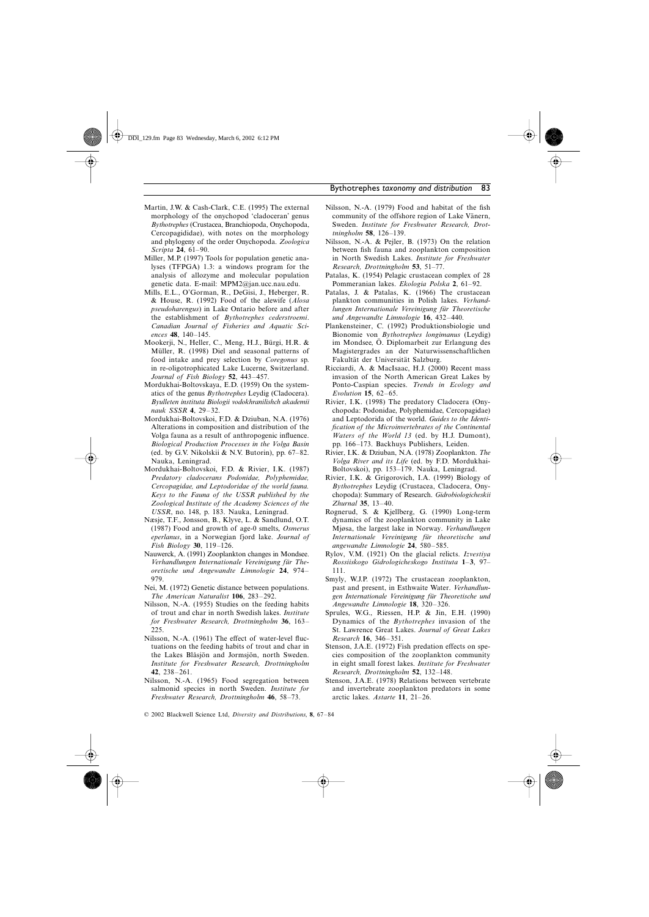Martin, J.W. & Cash-Clark, C.E. (1995) The external morphology of the onychopod 'cladoceran' genus *Bythotrephes* (Crustacea, Branchiopoda, Onychopoda, Cercopagididae), with notes on the morphology and phylogeny of the order Onychopoda. *Zoologica Scripta* **24**, 61–90.

Miller, M.P. (1997) Tools for population genetic analyses (TFPGA) 1.3: a windows program for the analysis of allozyme and molecular population genetic data. E-mail: MPM2@jan.ucc.nau.edu.

Mills, E.L., O'Gorman, R., DeGisi, J., Heberger, R. & House, R. (1992) Food of the alewife (*Alosa pseudoharengus*) in Lake Ontario before and after the establishment of *Bythotrephes cederstroemi*. *Canadian Journal of Fisheries and Aquatic Sciences* **48**, 140–145.

Mookerji, N., Heller, C., Meng, H.J., Bürgi, H.R. & Müller, R. (1998) Diel and seasonal patterns of food intake and prey selection by *Coregonus* sp. in re-oligotrophicated Lake Lucerne, Switzerland. *Journal of Fish Biology* **52**, 443–457.

Mordukhai-Boltovskaya, E.D. (1959) On the systematics of the genus *Bythotrephes* Leydig (Cladocera). *Byulleten instituta Biologii vodokhranilishch akademii nauk SSSR* **4**, 29–32.

Mordukhai-Boltovskoi, F.D. & Dziuban, N.A. (1976) Alterations in composition and distribution of the Volga fauna as a result of anthropogenic influence. *Biological Production Processes in the Volga Basin* (ed. by G.V. Nikolskii & N.V. Butorin), pp. 67–82. Nauka, Leningrad.

Mordukhai-Boltovskoi, F.D. & Rivier, I.K. (1987) *Predatory cladocerans Podonidae, Polyphemidae, Cercopagidae, and Leptodoridae of the world fauna. Keys to the Fauna of the USSR published by the Zoological Institute of the Academy Sciences of the USSR*, no. 148, p. 183. Nauka, Leningrad.

Næsje, T.F., Jonsson, B., Klyve, L. & Sandlund, O.T. (1987) Food and growth of age-0 smelts, *Osmerus eperlanus*, in a Norwegian fjord lake. *Journal of Fish Biology* **30**, 119–126.

Nauwerck, A. (1991) Zooplankton changes in Mondsee. *Verhandlungen Internationale Vereinigung für Theoretische und Angewandte Limnologie* **24**, 974–979.

Nei, M. (1972) Genetic distance between populations. *The American Naturalist* **106**, 283–292.

Nilsson, N.-A. (1955) Studies on the feeding habits of trout and char in north Swedish lakes. *Institute for Freshwater Research, Drottningholm* **36**, 163–225.

Nilsson, N.-A. (1961) The effect of water-level fluctuations on the feeding habits of trout and char in the Lakes Blåsjön and Jormsjön, north Sweden. *Institute for Freshwater Research, Drottningholm* **42**, 238–261.

Nilsson, N.-A. (1965) Food segregation between salmonid species in north Sweden. *Institute for Freshwater Research, Drottningholm* **46**, 58–73.

Nilsson, N.-A. (1979) Food and habitat of the fish community of the offshore region of Lake Vänern, Sweden. *Institute for Freshwater Research, Drottningholm* **58**, 126–139.

Nilsson, N.-A. & Pejler, B. (1973) On the relation between fish fauna and zooplankton composition in North Swedish Lakes. *Institute for Freshwater Research, Drottningholm* **53**, 51–77.

Patalas, K. (1954) Pelagic crustacean complex of 28 Pommeranian lakes. *Ekologia Polska* **2**, 61–92.

Patalas, J. & Patalas, K. (1966) The crustacean plankton communities in Polish lakes. *Verhandlungen Internationale Vereinigung für Theoretische und Angewandte Limnologie* **16**, 432–440.

Plankensteiner, C. (1992) Produktionsbiologie und Bionomie von *Bythotrephes longimanus* (Leydig) im Mondsee, Ö. Diplomarbeit zur Erlangung des Magistergrades an der Naturwissenschaftlichen Fakultät der Universität Salzburg.

Ricciardi, A. & MacIsaac, H.J. (2000) Recent mass invasion of the North American Great Lakes by Ponto-Caspian species. *Trends in Ecology and Evolution* **15**, 62–65.

Rivier, I.K. (1998) The predatory Cladocera (Onychopoda: Podonidae, Polyphemidae, Cercopagidae) and Leptodorida of the world. *Guides to the Identification of the Microinvertebrates of the Continental Waters of the World 13* (ed. by H.J. Dumont), pp. 166–173. Backhuys Publishers, Leiden.

Rivier, I.K. & Dziuban, N.A. (1978) Zooplankton. *The Volga River and its Life* (ed. by F.D. Mordukhai-Boltovskoi), pp. 153–179. Nauka, Leningrad.

Rivier, I.K. & Grigorovich, I.A. (1999) Biology of *Bythotrephes* Leydig (Crustacea, Cladocera, Onychopoda): Summary of Research. *Gidrobiologicheskii Zhurnal* **35**, 13–40.

Rognerud, S. & Kjellberg, G. (1990) Long-term dynamics of the zooplankton community in Lake Mjøsa, the largest lake in Norway. *Verhandlungen Internationale Vereinigung für theoretische und angewandte Limnologie* **24**, 580–585.

Rylov, V.M. (1921) On the glacial relicts. *Izvestiya Rossiiskogo Gidrologicheskogo Instituta* **1–3**, 97–111.

Smyly, W.J.P. (1972) The crustacean zooplankton, past and present, in Esthwaite Water. *Verhandlungen Internationale Vereinigung für Theoretische und Angewandte Limnologie* **18**, 320–326.

Sprules, W.G., Riessen, H.P. & Jin, E.H. (1990) Dynamics of the *Bythotrephes* invasion of the St. Lawrence Great Lakes. *Journal of Great Lakes Research* **16**, 346–351.

Stenson, J.A.E. (1972) Fish predation effects on species composition of the zooplankton community in eight small forest lakes. *Institute for Freshwater Research, Drottningholm* **52**, 132–148.

Stenson, J.A.E. (1978) Relations between vertebrate and invertebrate zooplankton predators in some arctic lakes. *Astarte* **11**, 21–26.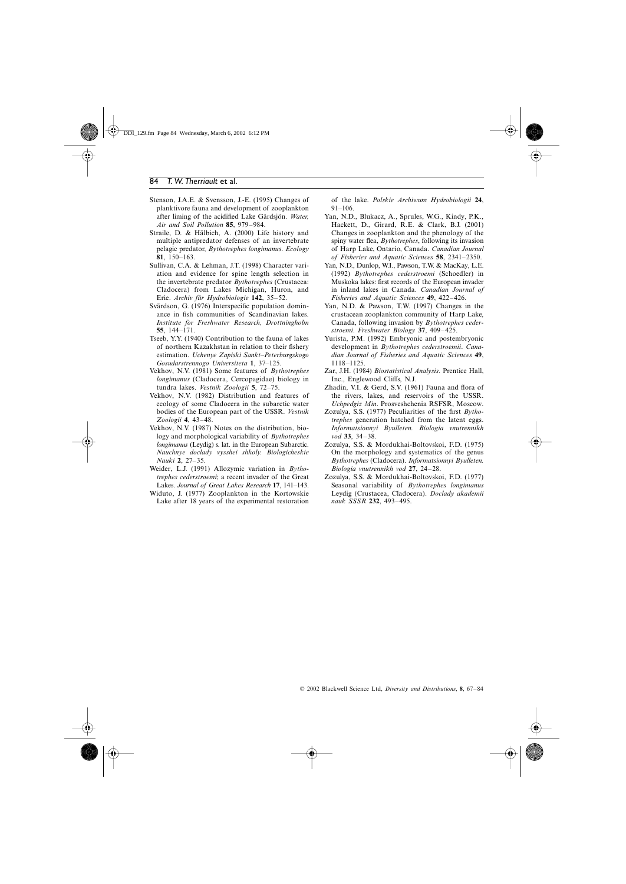Stenson, J.A.E. & Svensson, J.-E. (1995) Changes of planktivore fauna and development of zooplankton after liming of the acidified Lake Gårdsjön. *Water, Air and Soil Pollution* **85**, 979–984.

Straile, D. & Hälbich, A. (2000) Life history and multiple antipredator defenses of an invertebrate pelagic predator, *Bythotrephes longimanus*. *Ecology* **81**, 150–163.

Sullivan, C.A. & Lehman, J.T. (1998) Character variation and evidence for spine length selection in the invertebrate predator *Bythotrephes* (Crustacea: Cladocera) from Lakes Michigan, Huron, and Erie. *Archiv für Hydrobiologie* **142**, 35–52.

Svärdson, G. (1976) Interspecific population dominance in fish communities of Scandinavian lakes. *Institute for Freshwater Research, Drottningholm* **55**, 144–171.

Tseeb, Y.Y. (1940) Contribution to the fauna of lakes of northern Kazakhstan in relation to their fishery estimation. *Uchenye Zapiski Sankt–Peterburgskogo Gosudarstrennogo Universiteta* **1**, 37–125.

Vekhov, N.V. (1981) Some features of *Bythotrephes longimanus* (Cladocera, Cercopagidae) biology in tundra lakes. *Vestnik Zoologii* **5**, 72–75.

Vekhov, N.V. (1982) Distribution and features of ecology of some Cladocera in the subarctic water bodies of the European part of the USSR. *Vestnik Zoologii* **4**, 43–48.

Vekhov, N.V. (1987) Notes on the distribution, biology and morphological variability of *Bythotrephes longimanus* (Leydig) s. lat. in the European Subarctic. *Nauchnye doclady vysshei shkoly. Biologicheskie Nauki* **2**, 27–35.

Weider, L.J. (1991) Allozymic variation in *Bythotrephes cederstroemi*; a recent invader of the Great Lakes. *Journal of Great Lakes Research* **17**, 141–143.

Widuto, J. (1977) Zooplankton in the Kortowskie Lake after 18 years of the experimental restoration of the lake. *Polskie Archiwum Hydrobiologii* **24**, 91–106.

Yan, N.D., Blukacz, A., Sprules, W.G., Kindy, P.K., Hackett, D., Girard, R.E. & Clark, B.J. (2001) Changes in zooplankton and the phenology of the spiny water flea, *Bythotrephes*, following its invasion of Harp Lake, Ontario, Canada. *Canadian Journal of Fisheries and Aquatic Sciences* **58**, 2341–2350.

Yan, N.D., Dunlop, W.I., Pawson, T.W. & MacKay, L.E. (1992) *Bythotrephes cederstroemi* (Schoedler) in Muskoka lakes: first records of the European invader in inland lakes in Canada. *Canadian Journal of Fisheries and Aquatic Sciences* **49**, 422–426.

Yan, N.D. & Pawson, T.W. (1997) Changes in the crustacean zooplankton community of Harp Lake, Canada, following invasion by *Bythotrephes cederstroemi*. *Freshwater Biology* **37**, 409–425.

Yurista, P.M. (1992) Embryonic and postembryonic development in *Bythotrephes cederstroemii*. *Canadian Journal of Fisheries and Aquatic Sciences* **49**, 1118–1125.

Zar, J.H. (1984) *Biostatistical Analysis*. Prentice Hall, Inc., Englewood Cliffs, N.J.

Zhadin, V.I. & Gerd, S.V. (1961) Fauna and flora of the rivers, lakes, and reservoirs of the USSR. *Uchpedgiz Min*. Prosveshchenia RSFSR, Moscow.

Zozulya, S.S. (1977) Peculiarities of the first *Bythotrephes* generation hatched from the latent eggs. *Informatsionnyi Byulleten. Biologia vnutrennikh vod* **33**, 34–38.

Zozulya, S.S. & Mordukhai-Boltovskoi, F.D. (1975) On the morphology and systematics of the genus *Bythotrephes* (Cladocera). *Informatsionnyi Byulleten. Biologia vnutrennikh vod* **27**, 24–28.

Zozulya, S.S. & Mordukhai-Boltovskoi, F.D. (1977) Seasonal variability of *Bythotrephes longimanus* Leydig (Crustacea, Cladocera). *Doclady akademii nauk SSSR* **232**, 493–495.